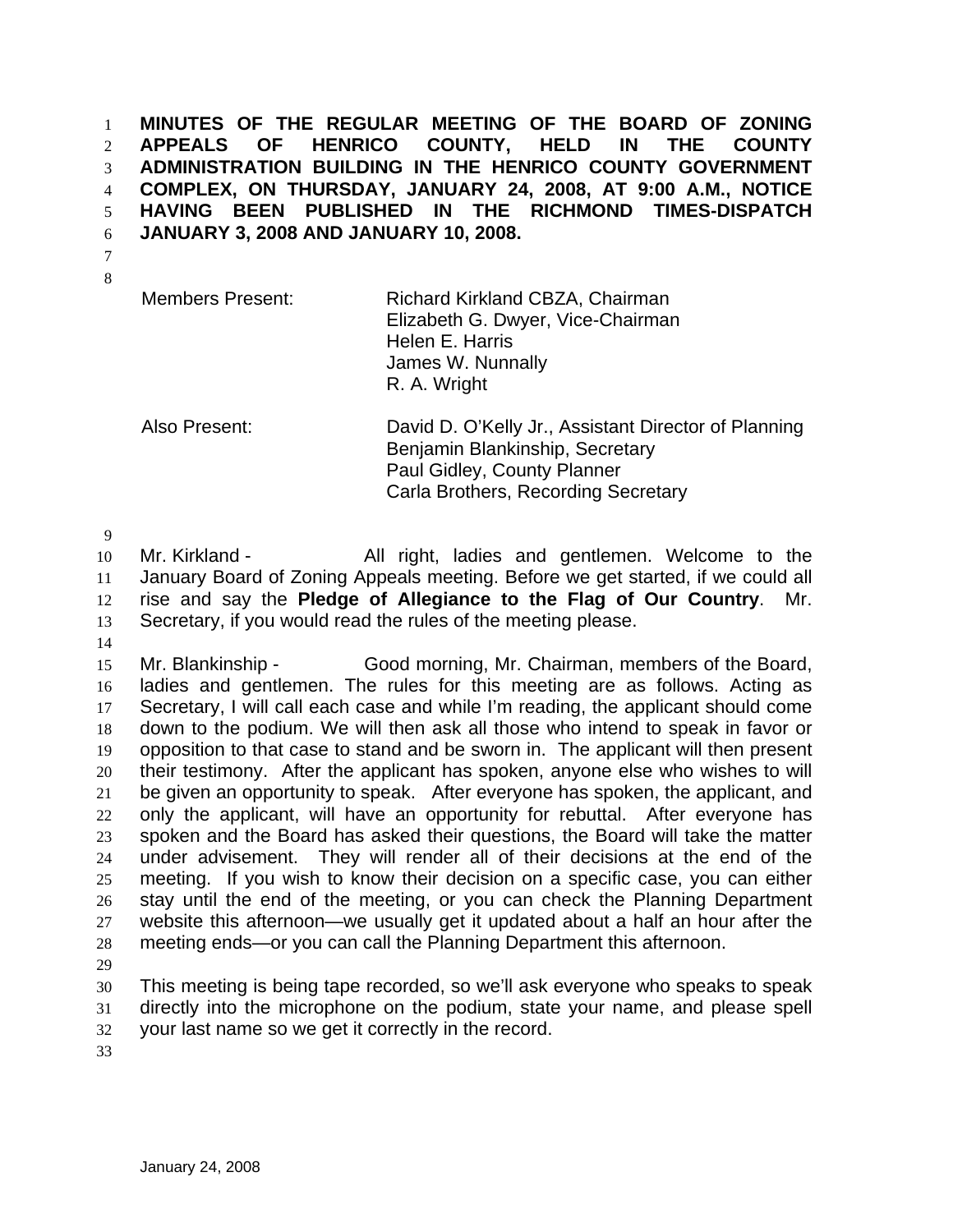**MINUTES OF THE REGULAR MEETING OF THE BOARD OF ZONING APPEALS OF HENRICO COUNTY, HELD IN THE COUNTY ADMINISTRATION BUILDING IN THE HENRICO COUNTY GOVERNMENT COMPLEX, ON THURSDAY, JANUARY 24, 2008, AT 9:00 A.M., NOTICE HAVING BEEN PUBLISHED IN THE RICHMOND TIMES-DISPATCH JANUARY 3, 2008 AND JANUARY 10, 2008.**

| | |
|---|---|
| Members Present: | Richard Kirkland CBZA, Chairman<br>Elizabeth G. Dwyer, Vice-Chairman<br>Helen E. Harris<br>James W. Nunnally<br>R. A. Wright |
| Also Present: | David D. O'Kelly Jr., Assistant Director of Planning<br>Benjamin Blankinship, Secretary<br>Paul Gidley, County Planner<br>Carla Brothers, Recording Secretary |

Mr. Kirkland - All right, ladies and gentlemen. Welcome to the January Board of Zoning Appeals meeting. Before we get started, if we could all rise and say the **Pledge of Allegiance to the Flag of Our Country**. Mr. Secretary, if you would read the rules of the meeting please.

Mr. Blankinship - Good morning, Mr. Chairman, members of the Board, ladies and gentlemen. The rules for this meeting are as follows. Acting as Secretary, I will call each case and while I'm reading, the applicant should come down to the podium. We will then ask all those who intend to speak in favor or opposition to that case to stand and be sworn in. The applicant will then present their testimony. After the applicant has spoken, anyone else who wishes to will be given an opportunity to speak. After everyone has spoken, the applicant, and only the applicant, will have an opportunity for rebuttal. After everyone has spoken and the Board has asked their questions, the Board will take the matter under advisement. They will render all of their decisions at the end of the meeting. If you wish to know their decision on a specific case, you can either stay until the end of the meeting, or you can check the Planning Department website this afternoon—we usually get it updated about a half an hour after the meeting ends—or you can call the Planning Department this afternoon.

This meeting is being tape recorded, so we'll ask everyone who speaks to speak directly into the microphone on the podium, state your name, and please spell your last name so we get it correctly in the record.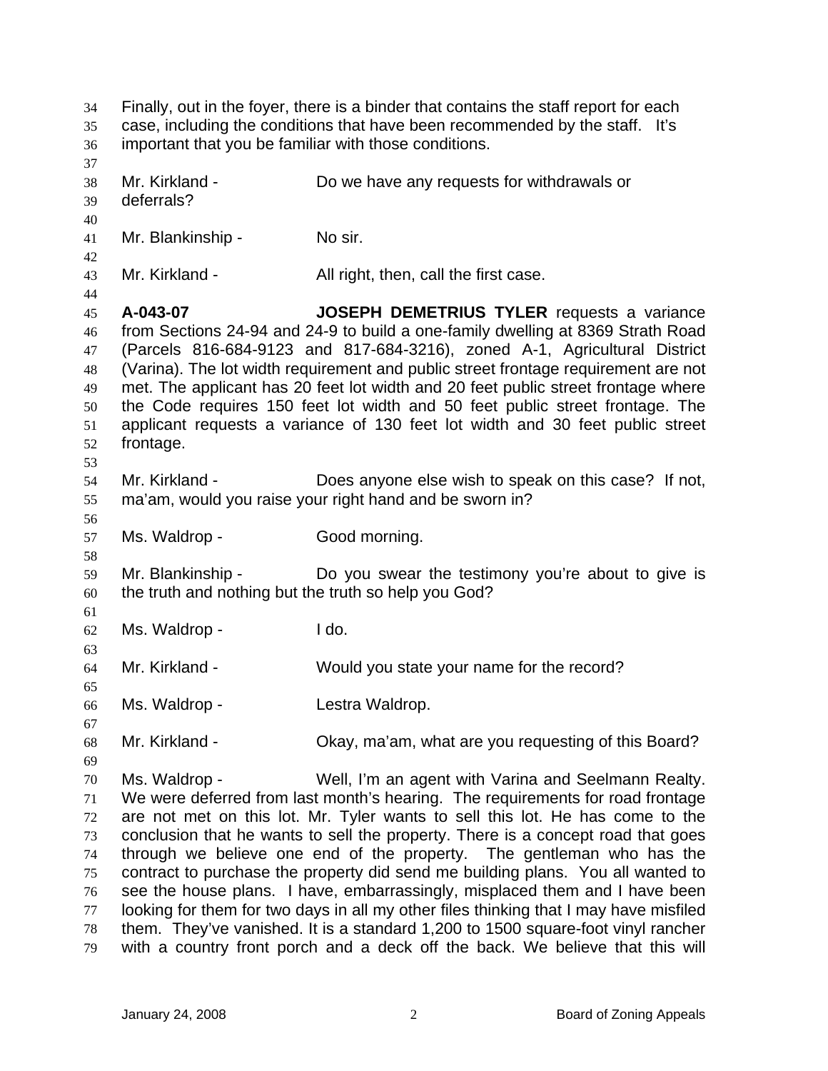Finally, out in the foyer, there is a binder that contains the staff report for each case, including the conditions that have been recommended by the staff. It's important that you be familiar with those conditions.

Mr. Kirkland - Do we have any requests for withdrawals or deferrals?

Mr. Blankinship - No sir.

Mr. Kirkland - All right, then, call the first case.

**A-043-07** **JOSEPH DEMETRIUS TYLER** requests a variance from Sections 24-94 and 24-9 to build a one-family dwelling at 8369 Strath Road (Parcels 816-684-9123 and 817-684-3216), zoned A-1, Agricultural District (Varina). The lot width requirement and public street frontage requirement are not met. The applicant has 20 feet lot width and 20 feet public street frontage where the Code requires 150 feet lot width and 50 feet public street frontage. The applicant requests a variance of 130 feet lot width and 30 feet public street frontage.

Mr. Kirkland - Does anyone else wish to speak on this case? If not, ma'am, would you raise your right hand and be sworn in?

Ms. Waldrop - Good morning.

Mr. Blankinship - Do you swear the testimony you're about to give is the truth and nothing but the truth so help you God?

Ms. Waldrop - I do.

Mr. Kirkland - Would you state your name for the record?

Ms. Waldrop - Lestra Waldrop.

Mr. Kirkland - Okay, ma'am, what are you requesting of this Board?

Ms. Waldrop - Well, I'm an agent with Varina and Seelmann Realty. We were deferred from last month's hearing. The requirements for road frontage are not met on this lot. Mr. Tyler wants to sell this lot. He has come to the conclusion that he wants to sell the property. There is a concept road that goes through we believe one end of the property. The gentleman who has the contract to purchase the property did send me building plans. You all wanted to see the house plans. I have, embarrassingly, misplaced them and I have been looking for them for two days in all my other files thinking that I may have misfiled them. They've vanished. It is a standard 1,200 to 1500 square-foot vinyl rancher with a country front porch and a deck off the back. We believe that this will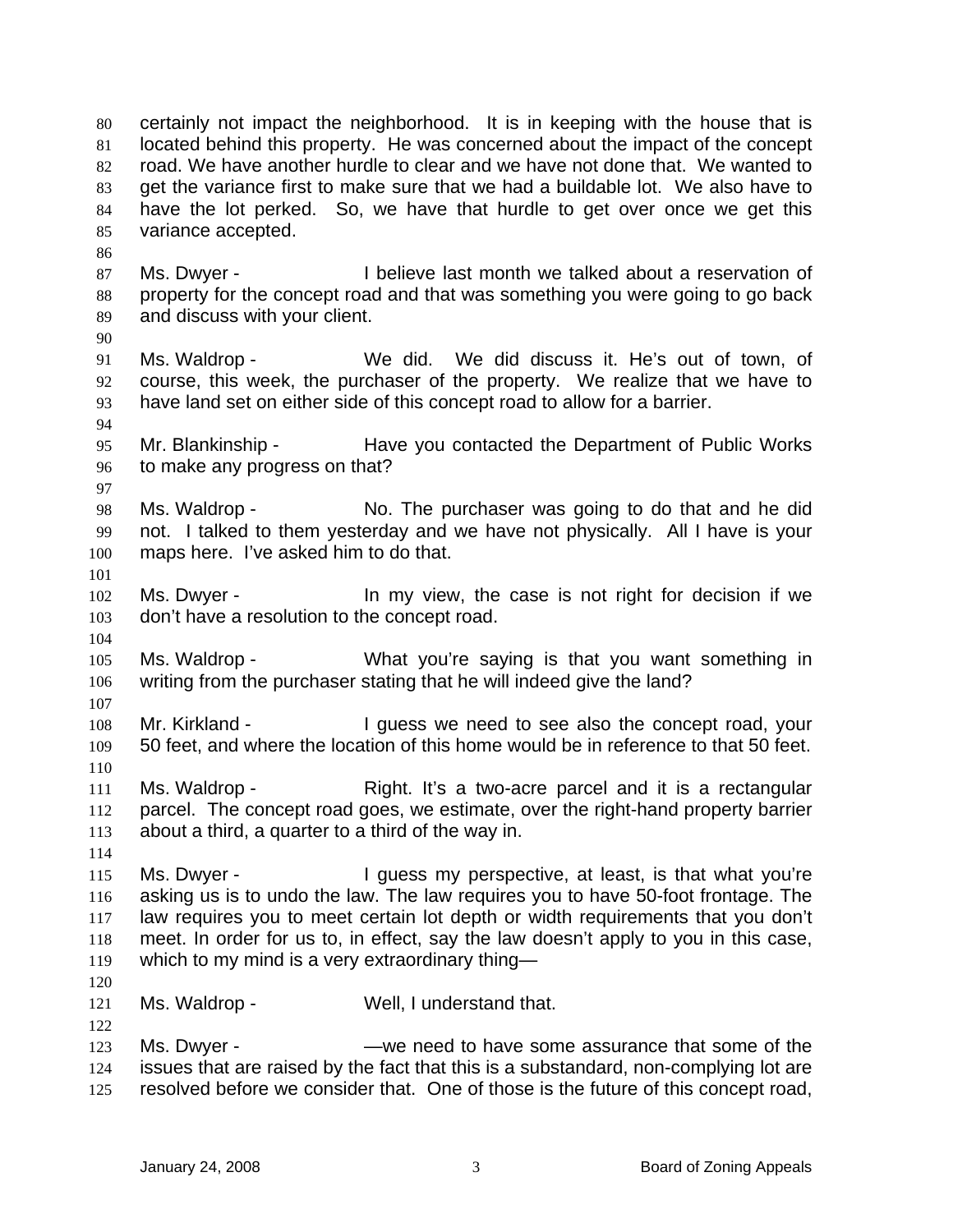certainly not impact the neighborhood. It is in keeping with the house that is located behind this property. He was concerned about the impact of the concept road. We have another hurdle to clear and we have not done that. We wanted to get the variance first to make sure that we had a buildable lot. We also have to have the lot perked. So, we have that hurdle to get over once we get this variance accepted.

Ms. Dwyer - I believe last month we talked about a reservation of property for the concept road and that was something you were going to go back and discuss with your client.

Ms. Waldrop - We did. We did discuss it. He's out of town, of course, this week, the purchaser of the property. We realize that we have to have land set on either side of this concept road to allow for a barrier.

Mr. Blankinship - Have you contacted the Department of Public Works to make any progress on that?

Ms. Waldrop - No. The purchaser was going to do that and he did not. I talked to them yesterday and we have not physically. All I have is your maps here. I've asked him to do that.

Ms. Dwyer - In my view, the case is not right for decision if we don't have a resolution to the concept road.

Ms. Waldrop - What you're saying is that you want something in writing from the purchaser stating that he will indeed give the land?

Mr. Kirkland - I guess we need to see also the concept road, your 50 feet, and where the location of this home would be in reference to that 50 feet.

Ms. Waldrop - Right. It's a two-acre parcel and it is a rectangular parcel. The concept road goes, we estimate, over the right-hand property barrier about a third, a quarter to a third of the way in.

Ms. Dwyer - I guess my perspective, at least, is that what you're asking us is to undo the law. The law requires you to have 50-foot frontage. The law requires you to meet certain lot depth or width requirements that you don't meet. In order for us to, in effect, say the law doesn't apply to you in this case, which to my mind is a very extraordinary thing—

Ms. Waldrop - Well, I understand that.

Ms. Dwyer - —we need to have some assurance that some of the issues that are raised by the fact that this is a substandard, non-complying lot are resolved before we consider that. One of those is the future of this concept road,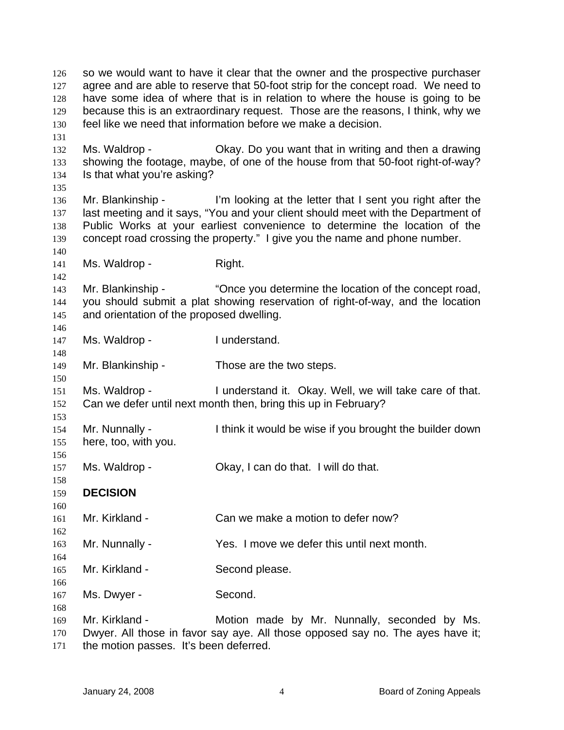so we would want to have it clear that the owner and the prospective purchaser agree and are able to reserve that 50-foot strip for the concept road. We need to have some idea of where that is in relation to where the house is going to be because this is an extraordinary request. Those are the reasons, I think, why we feel like we need that information before we make a decision.

Ms. Waldrop - Okay. Do you want that in writing and then a drawing showing the footage, maybe, of one of the house from that 50-foot right-of-way? Is that what you're asking?

Mr. Blankinship - I'm looking at the letter that I sent you right after the last meeting and it says, "You and your client should meet with the Department of Public Works at your earliest convenience to determine the location of the concept road crossing the property." I give you the name and phone number.

Ms. Waldrop - Right.

Mr. Blankinship - "Once you determine the location of the concept road, you should submit a plat showing reservation of right-of-way, and the location and orientation of the proposed dwelling.

Ms. Waldrop - I understand.

Mr. Blankinship - Those are the two steps.

Ms. Waldrop - I understand it. Okay. Well, we will take care of that. Can we defer until next month then, bring this up in February?

Mr. Nunnally - I think it would be wise if you brought the builder down here, too, with you.

Ms. Waldrop - Okay, I can do that. I will do that.

**DECISION**

Mr. Kirkland - Can we make a motion to defer now?

Mr. Nunnally - Yes. I move we defer this until next month.

Mr. Kirkland - Second please.

Ms. Dwyer - Second.

Mr. Kirkland - Motion made by Mr. Nunnally, seconded by Ms. Dwyer. All those in favor say aye. All those opposed say no. The ayes have it; the motion passes. It's been deferred.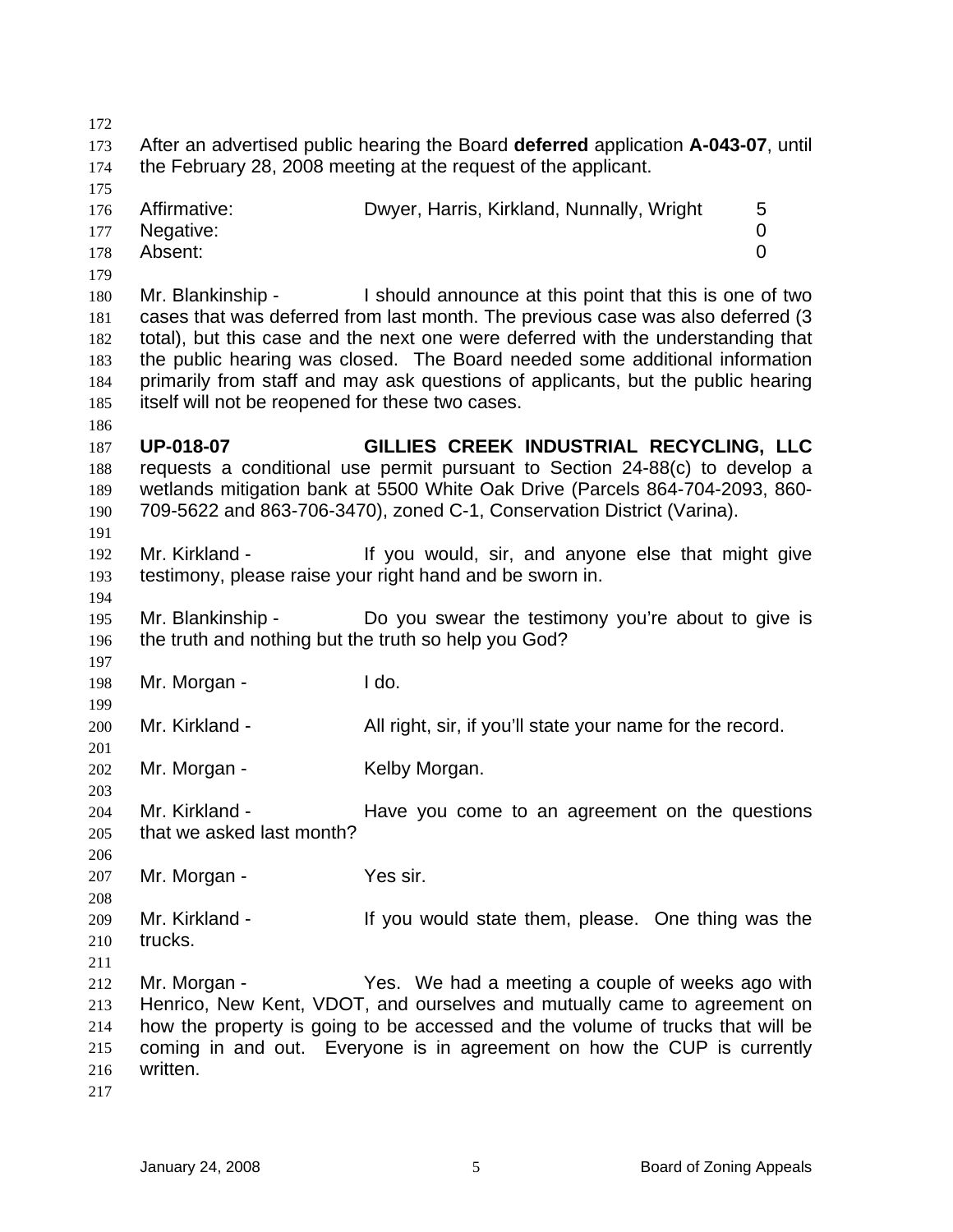After an advertised public hearing the Board **deferred** application **A-043-07**, until the February 28, 2008 meeting at the request of the applicant.

| | | |
|---|---|---|
| Affirmative: | Dwyer, Harris, Kirkland, Nunnally, Wright | 5 |
| Negative: | | 0 |
| Absent: | | 0 |

Mr. Blankinship - I should announce at this point that this is one of two cases that was deferred from last month. The previous case was also deferred (3 total), but this case and the next one were deferred with the understanding that the public hearing was closed. The Board needed some additional information primarily from staff and may ask questions of applicants, but the public hearing itself will not be reopened for these two cases.

**UP-018-07 GILLIES CREEK INDUSTRIAL RECYCLING, LLC** requests a conditional use permit pursuant to Section 24-88(c) to develop a wetlands mitigation bank at 5500 White Oak Drive (Parcels 864-704-2093, 860-709-5622 and 863-706-3470), zoned C-1, Conservation District (Varina).

Mr. Kirkland - If you would, sir, and anyone else that might give testimony, please raise your right hand and be sworn in.

Mr. Blankinship - Do you swear the testimony you're about to give is the truth and nothing but the truth so help you God?

Mr. Morgan - I do.

Mr. Kirkland - All right, sir, if you'll state your name for the record.

Mr. Morgan - Kelby Morgan.

Mr. Kirkland - Have you come to an agreement on the questions that we asked last month?

Mr. Morgan - Yes sir.

Mr. Kirkland - If you would state them, please. One thing was the trucks.

Mr. Morgan - Yes. We had a meeting a couple of weeks ago with Henrico, New Kent, VDOT, and ourselves and mutually came to agreement on how the property is going to be accessed and the volume of trucks that will be coming in and out. Everyone is in agreement on how the CUP is currently written.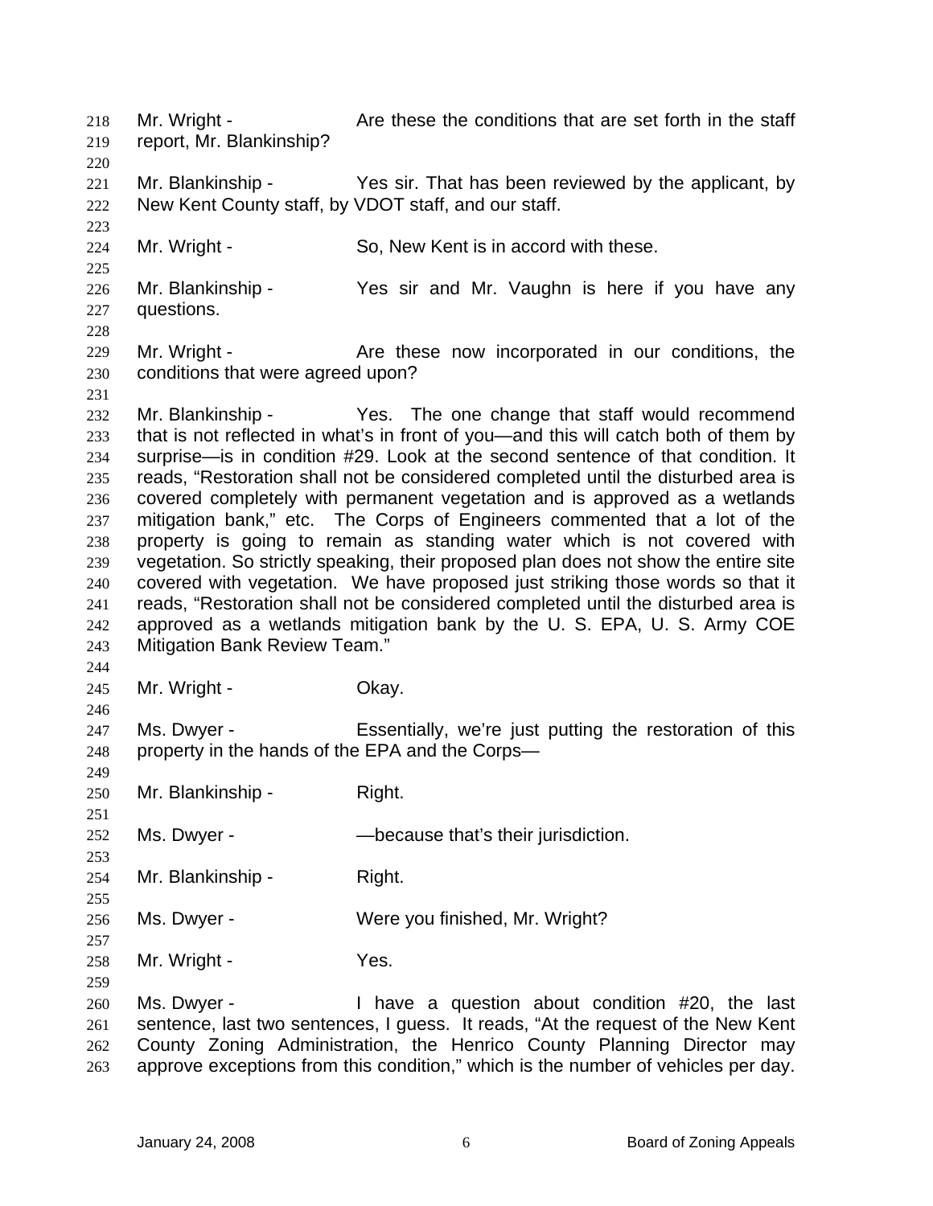Mr. Wright - Are these the conditions that are set forth in the staff report, Mr. Blankinship?

Mr. Blankinship - Yes sir. That has been reviewed by the applicant, by New Kent County staff, by VDOT staff, and our staff.

Mr. Wright - So, New Kent is in accord with these.

Mr. Blankinship - Yes sir and Mr. Vaughn is here if you have any questions.

Mr. Wright - Are these now incorporated in our conditions, the conditions that were agreed upon?

Mr. Blankinship - Yes. The one change that staff would recommend that is not reflected in what's in front of you—and this will catch both of them by surprise—is in condition #29. Look at the second sentence of that condition. It reads, "Restoration shall not be considered completed until the disturbed area is covered completely with permanent vegetation and is approved as a wetlands mitigation bank," etc. The Corps of Engineers commented that a lot of the property is going to remain as standing water which is not covered with vegetation. So strictly speaking, their proposed plan does not show the entire site covered with vegetation. We have proposed just striking those words so that it reads, "Restoration shall not be considered completed until the disturbed area is approved as a wetlands mitigation bank by the U. S. EPA, U. S. Army COE Mitigation Bank Review Team."

Mr. Wright - Okay.

Ms. Dwyer - Essentially, we're just putting the restoration of this property in the hands of the EPA and the Corps—

Mr. Blankinship - Right.

Ms. Dwyer - —because that's their jurisdiction.

Mr. Blankinship - Right.

Ms. Dwyer - Were you finished, Mr. Wright?

Mr. Wright - Yes.

Ms. Dwyer - I have a question about condition #20, the last sentence, last two sentences, I guess. It reads, "At the request of the New Kent County Zoning Administration, the Henrico County Planning Director may approve exceptions from this condition," which is the number of vehicles per day.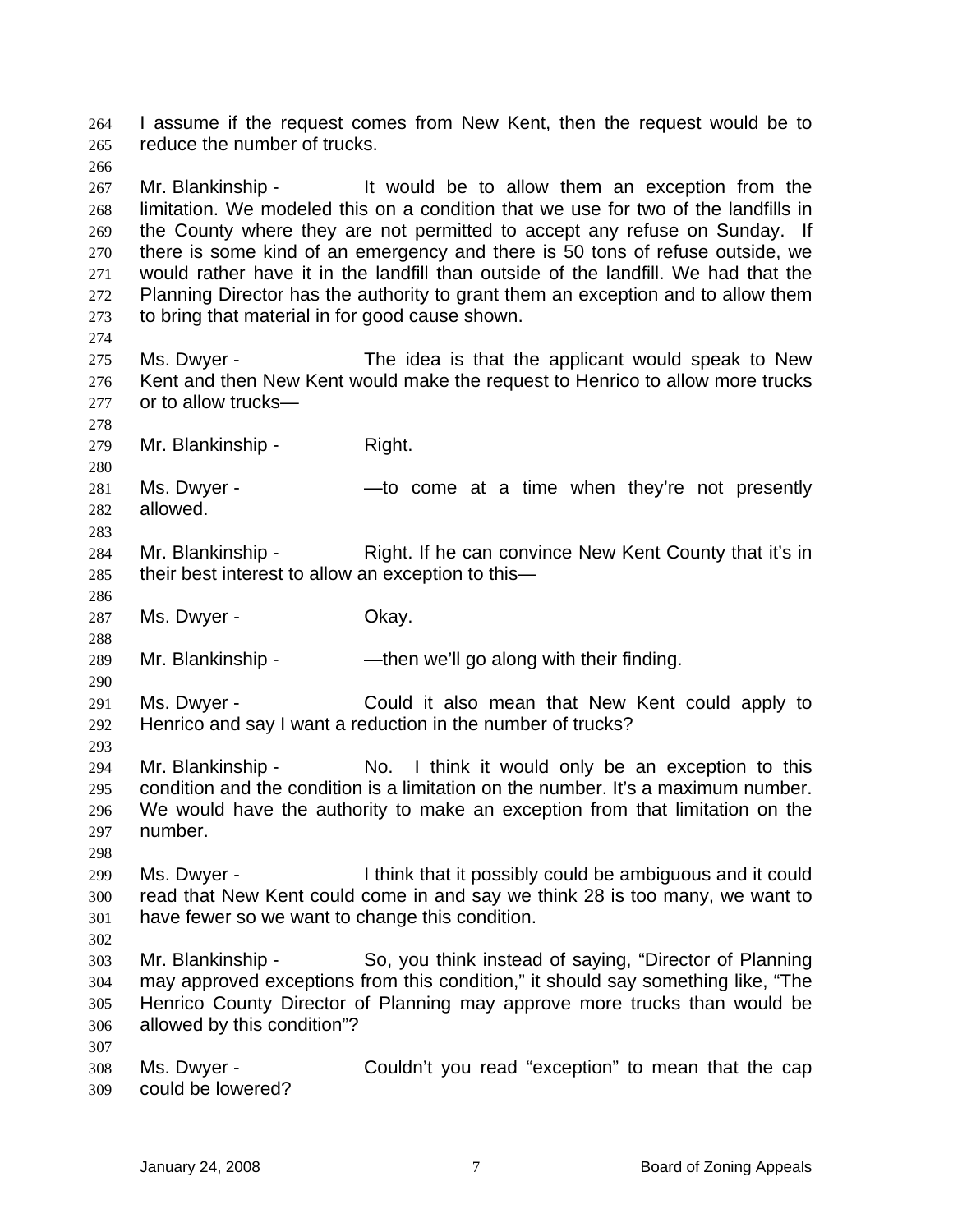I assume if the request comes from New Kent, then the request would be to reduce the number of trucks.

Mr. Blankinship - It would be to allow them an exception from the limitation. We modeled this on a condition that we use for two of the landfills in the County where they are not permitted to accept any refuse on Sunday. If there is some kind of an emergency and there is 50 tons of refuse outside, we would rather have it in the landfill than outside of the landfill. We had that the Planning Director has the authority to grant them an exception and to allow them to bring that material in for good cause shown.

Ms. Dwyer - The idea is that the applicant would speak to New Kent and then New Kent would make the request to Henrico to allow more trucks or to allow trucks—

Mr. Blankinship - Right.

Ms. Dwyer - —to come at a time when they're not presently allowed.

Mr. Blankinship - Right. If he can convince New Kent County that it's in their best interest to allow an exception to this—

Ms. Dwyer - Okay.

Mr. Blankinship - —then we'll go along with their finding.

Ms. Dwyer - Could it also mean that New Kent could apply to Henrico and say I want a reduction in the number of trucks?

Mr. Blankinship - No. I think it would only be an exception to this condition and the condition is a limitation on the number. It's a maximum number. We would have the authority to make an exception from that limitation on the number.

Ms. Dwyer - I think that it possibly could be ambiguous and it could read that New Kent could come in and say we think 28 is too many, we want to have fewer so we want to change this condition.

Mr. Blankinship - So, you think instead of saying, "Director of Planning may approved exceptions from this condition," it should say something like, "The Henrico County Director of Planning may approve more trucks than would be allowed by this condition"?

Ms. Dwyer - Couldn't you read "exception" to mean that the cap could be lowered?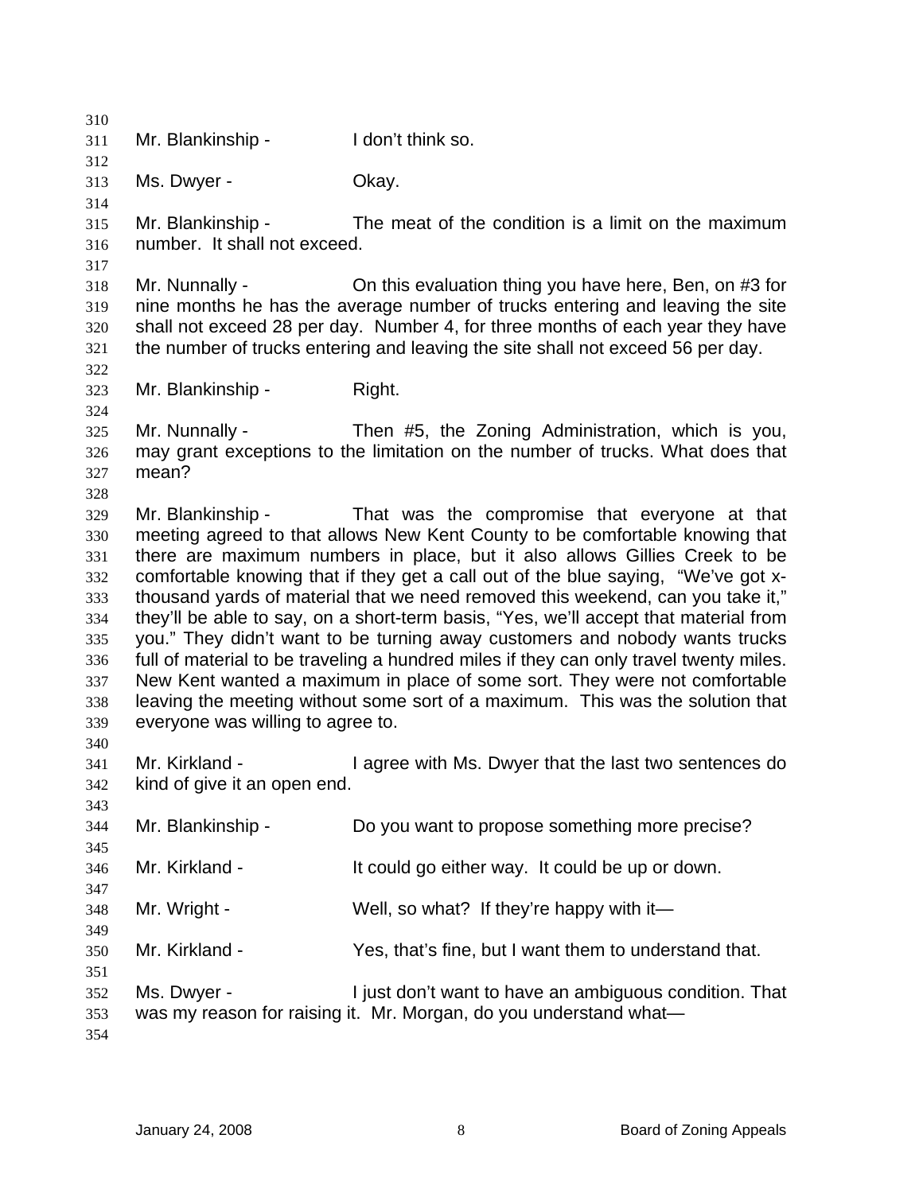Mr. Blankinship - I don't think so.

Ms. Dwyer - Okay.

Mr. Blankinship - The meat of the condition is a limit on the maximum number. It shall not exceed.

Mr. Nunnally - On this evaluation thing you have here, Ben, on #3 for nine months he has the average number of trucks entering and leaving the site shall not exceed 28 per day. Number 4, for three months of each year they have the number of trucks entering and leaving the site shall not exceed 56 per day.

Mr. Blankinship - Right.

Mr. Nunnally - Then #5, the Zoning Administration, which is you, may grant exceptions to the limitation on the number of trucks. What does that mean?

Mr. Blankinship - That was the compromise that everyone at that meeting agreed to that allows New Kent County to be comfortable knowing that there are maximum numbers in place, but it also allows Gillies Creek to be comfortable knowing that if they get a call out of the blue saying, "We've got x-thousand yards of material that we need removed this weekend, can you take it," they'll be able to say, on a short-term basis, "Yes, we'll accept that material from you." They didn't want to be turning away customers and nobody wants trucks full of material to be traveling a hundred miles if they can only travel twenty miles. New Kent wanted a maximum in place of some sort. They were not comfortable leaving the meeting without some sort of a maximum. This was the solution that everyone was willing to agree to.

Mr. Kirkland - I agree with Ms. Dwyer that the last two sentences do kind of give it an open end.

Mr. Blankinship - Do you want to propose something more precise?

Mr. Kirkland - It could go either way. It could be up or down.

Mr. Wright - Well, so what? If they're happy with it—

Mr. Kirkland - Yes, that's fine, but I want them to understand that.

Ms. Dwyer - I just don't want to have an ambiguous condition. That was my reason for raising it. Mr. Morgan, do you understand what—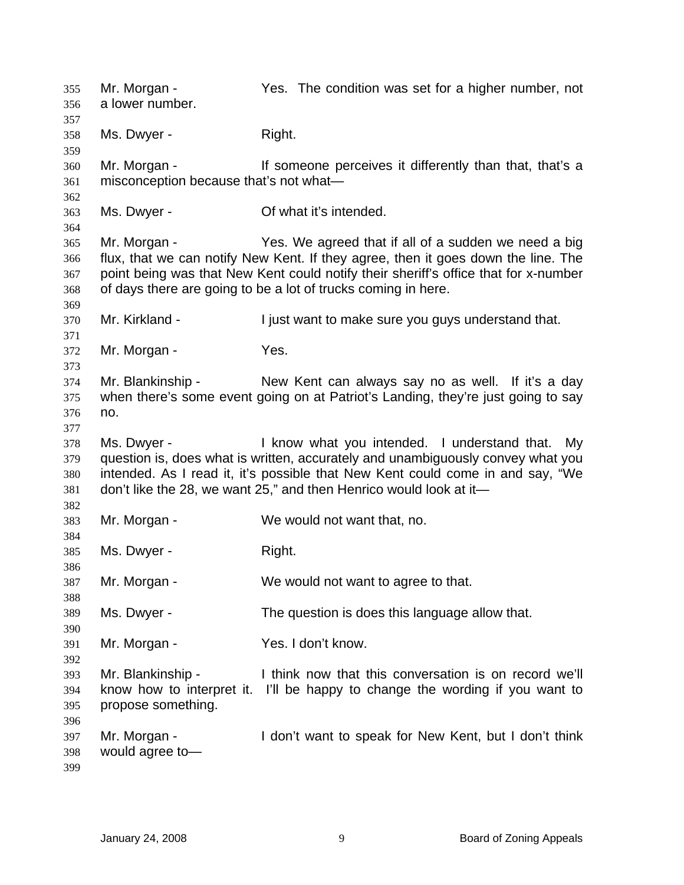Mr. Morgan - Yes. The condition was set for a higher number, not a lower number.

Ms. Dwyer - Right.

Mr. Morgan - If someone perceives it differently than that, that's a misconception because that's not what—

Ms. Dwyer - Of what it's intended.

Mr. Morgan - Yes. We agreed that if all of a sudden we need a big flux, that we can notify New Kent. If they agree, then it goes down the line. The point being was that New Kent could notify their sheriff's office that for x-number of days there are going to be a lot of trucks coming in here.

Mr. Kirkland - I just want to make sure you guys understand that.

Mr. Morgan - Yes.

Mr. Blankinship - New Kent can always say no as well. If it's a day when there's some event going on at Patriot's Landing, they're just going to say no.

Ms. Dwyer - I know what you intended. I understand that. My question is, does what is written, accurately and unambiguously convey what you intended. As I read it, it's possible that New Kent could come in and say, "We don't like the 28, we want 25," and then Henrico would look at it—

Mr. Morgan - We would not want that, no.

Ms. Dwyer - Right.

Mr. Morgan - We would not want to agree to that.

Ms. Dwyer - The question is does this language allow that.

Mr. Morgan - Yes. I don't know.

Mr. Blankinship - I think now that this conversation is on record we'll know how to interpret it. I'll be happy to change the wording if you want to propose something.

Mr. Morgan - I don't want to speak for New Kent, but I don't think would agree to—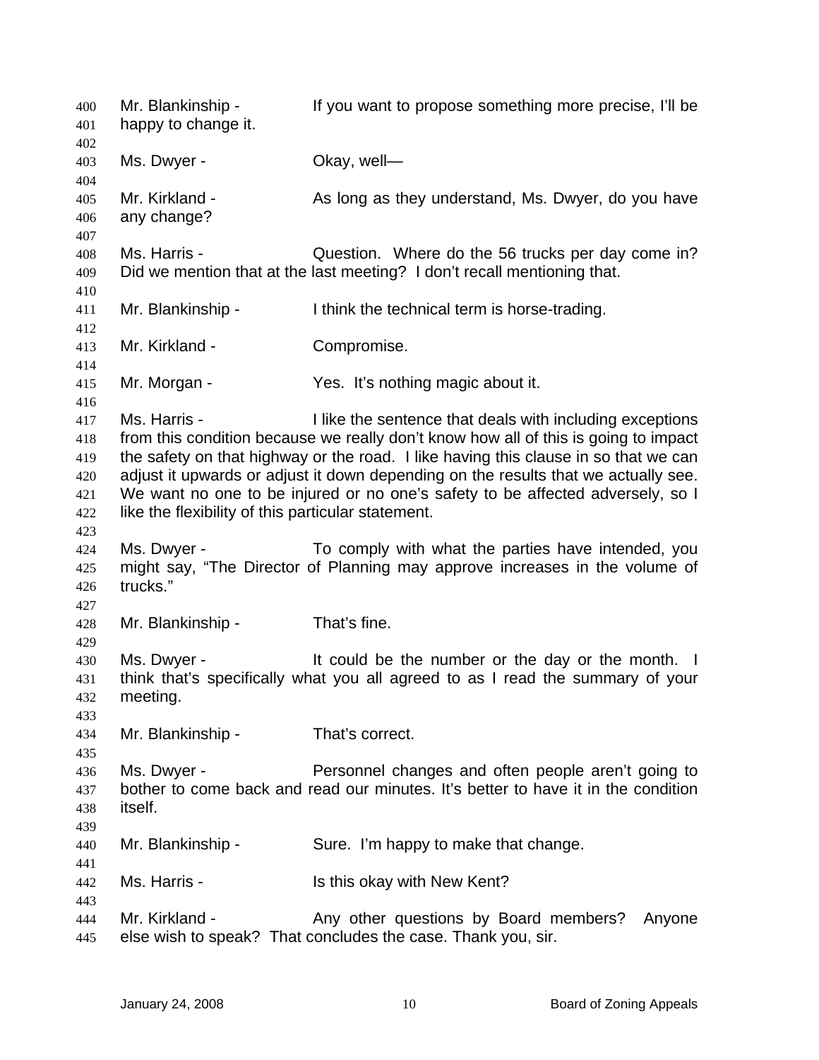Mr. Blankinship - If you want to propose something more precise, I'll be happy to change it.

Ms. Dwyer - Okay, well—

Mr. Kirkland - As long as they understand, Ms. Dwyer, do you have any change?

Ms. Harris - Question. Where do the 56 trucks per day come in? Did we mention that at the last meeting? I don't recall mentioning that.

Mr. Blankinship - I think the technical term is horse-trading.

Mr. Kirkland - Compromise.

Mr. Morgan - Yes. It's nothing magic about it.

Ms. Harris - I like the sentence that deals with including exceptions from this condition because we really don't know how all of this is going to impact the safety on that highway or the road. I like having this clause in so that we can adjust it upwards or adjust it down depending on the results that we actually see. We want no one to be injured or no one's safety to be affected adversely, so I like the flexibility of this particular statement.

Ms. Dwyer - To comply with what the parties have intended, you might say, "The Director of Planning may approve increases in the volume of trucks."

Mr. Blankinship - That's fine.

Ms. Dwyer - It could be the number or the day or the month. I think that's specifically what you all agreed to as I read the summary of your meeting.

Mr. Blankinship - That's correct.

Ms. Dwyer - Personnel changes and often people aren't going to bother to come back and read our minutes. It's better to have it in the condition itself.

Mr. Blankinship - Sure. I'm happy to make that change.

Ms. Harris - Is this okay with New Kent?

Mr. Kirkland - Any other questions by Board members? Anyone else wish to speak? That concludes the case. Thank you, sir.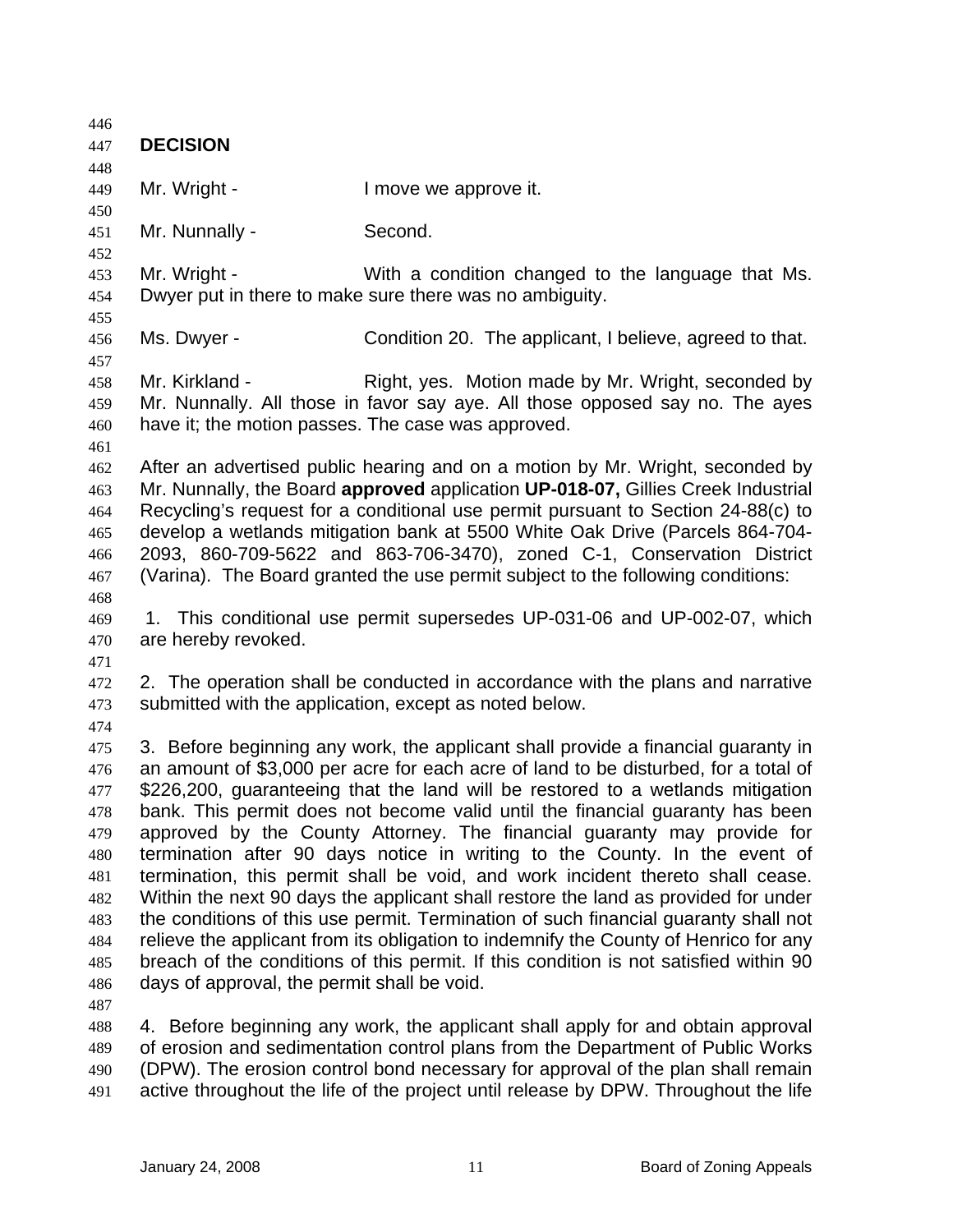## DECISION

Mr. Wright - I move we approve it.

Mr. Nunnally - Second.

Mr. Wright - With a condition changed to the language that Ms. Dwyer put in there to make sure there was no ambiguity.

Ms. Dwyer - Condition 20. The applicant, I believe, agreed to that.

Mr. Kirkland - Right, yes. Motion made by Mr. Wright, seconded by Mr. Nunnally. All those in favor say aye. All those opposed say no. The ayes have it; the motion passes. The case was approved.

After an advertised public hearing and on a motion by Mr. Wright, seconded by Mr. Nunnally, the Board **approved** application **UP-018-07,** Gillies Creek Industrial Recycling's request for a conditional use permit pursuant to Section 24-88(c) to develop a wetlands mitigation bank at 5500 White Oak Drive (Parcels 864-704-2093, 860-709-5622 and 863-706-3470), zoned C-1, Conservation District (Varina). The Board granted the use permit subject to the following conditions:

1. This conditional use permit supersedes UP-031-06 and UP-002-07, which are hereby revoked.

2. The operation shall be conducted in accordance with the plans and narrative submitted with the application, except as noted below.

3. Before beginning any work, the applicant shall provide a financial guaranty in an amount of $3,000 per acre for each acre of land to be disturbed, for a total of $226,200, guaranteeing that the land will be restored to a wetlands mitigation bank. This permit does not become valid until the financial guaranty has been approved by the County Attorney. The financial guaranty may provide for termination after 90 days notice in writing to the County. In the event of termination, this permit shall be void, and work incident thereto shall cease. Within the next 90 days the applicant shall restore the land as provided for under the conditions of this use permit. Termination of such financial guaranty shall not relieve the applicant from its obligation to indemnify the County of Henrico for any breach of the conditions of this permit. If this condition is not satisfied within 90 days of approval, the permit shall be void.

4. Before beginning any work, the applicant shall apply for and obtain approval of erosion and sedimentation control plans from the Department of Public Works (DPW). The erosion control bond necessary for approval of the plan shall remain active throughout the life of the project until release by DPW. Throughout the life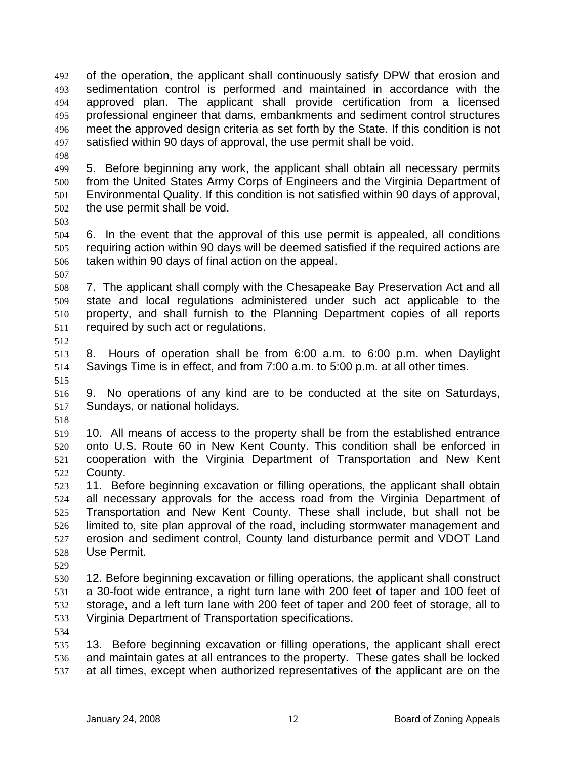of the operation, the applicant shall continuously satisfy DPW that erosion and sedimentation control is performed and maintained in accordance with the approved plan. The applicant shall provide certification from a licensed professional engineer that dams, embankments and sediment control structures meet the approved design criteria as set forth by the State. If this condition is not satisfied within 90 days of approval, the use permit shall be void.

5. Before beginning any work, the applicant shall obtain all necessary permits from the United States Army Corps of Engineers and the Virginia Department of Environmental Quality. If this condition is not satisfied within 90 days of approval, the use permit shall be void.

6. In the event that the approval of this use permit is appealed, all conditions requiring action within 90 days will be deemed satisfied if the required actions are taken within 90 days of final action on the appeal.

7. The applicant shall comply with the Chesapeake Bay Preservation Act and all state and local regulations administered under such act applicable to the property, and shall furnish to the Planning Department copies of all reports required by such act or regulations.

8. Hours of operation shall be from 6:00 a.m. to 6:00 p.m. when Daylight Savings Time is in effect, and from 7:00 a.m. to 5:00 p.m. at all other times.

9. No operations of any kind are to be conducted at the site on Saturdays, Sundays, or national holidays.

10. All means of access to the property shall be from the established entrance onto U.S. Route 60 in New Kent County. This condition shall be enforced in cooperation with the Virginia Department of Transportation and New Kent County.

11. Before beginning excavation or filling operations, the applicant shall obtain all necessary approvals for the access road from the Virginia Department of Transportation and New Kent County. These shall include, but shall not be limited to, site plan approval of the road, including stormwater management and erosion and sediment control, County land disturbance permit and VDOT Land Use Permit.

12. Before beginning excavation or filling operations, the applicant shall construct a 30-foot wide entrance, a right turn lane with 200 feet of taper and 100 feet of storage, and a left turn lane with 200 feet of taper and 200 feet of storage, all to Virginia Department of Transportation specifications.

13. Before beginning excavation or filling operations, the applicant shall erect and maintain gates at all entrances to the property. These gates shall be locked at all times, except when authorized representatives of the applicant are on the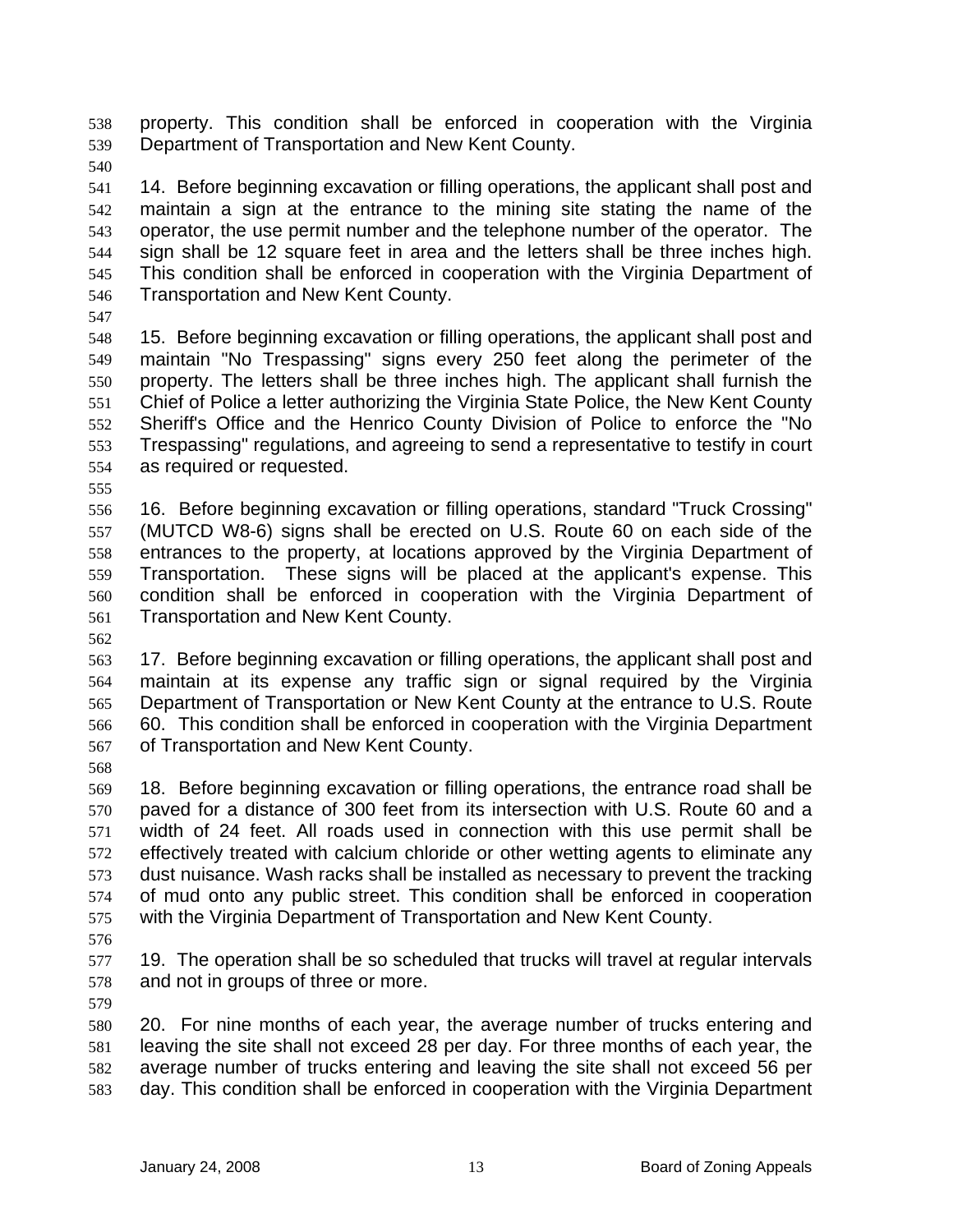property. This condition shall be enforced in cooperation with the Virginia Department of Transportation and New Kent County.

14. Before beginning excavation or filling operations, the applicant shall post and maintain a sign at the entrance to the mining site stating the name of the operator, the use permit number and the telephone number of the operator. The sign shall be 12 square feet in area and the letters shall be three inches high. This condition shall be enforced in cooperation with the Virginia Department of Transportation and New Kent County.

15. Before beginning excavation or filling operations, the applicant shall post and maintain "No Trespassing" signs every 250 feet along the perimeter of the property. The letters shall be three inches high. The applicant shall furnish the Chief of Police a letter authorizing the Virginia State Police, the New Kent County Sheriff's Office and the Henrico County Division of Police to enforce the "No Trespassing" regulations, and agreeing to send a representative to testify in court as required or requested.

16. Before beginning excavation or filling operations, standard "Truck Crossing" (MUTCD W8-6) signs shall be erected on U.S. Route 60 on each side of the entrances to the property, at locations approved by the Virginia Department of Transportation. These signs will be placed at the applicant's expense. This condition shall be enforced in cooperation with the Virginia Department of Transportation and New Kent County.

17. Before beginning excavation or filling operations, the applicant shall post and maintain at its expense any traffic sign or signal required by the Virginia Department of Transportation or New Kent County at the entrance to U.S. Route 60. This condition shall be enforced in cooperation with the Virginia Department of Transportation and New Kent County.

18. Before beginning excavation or filling operations, the entrance road shall be paved for a distance of 300 feet from its intersection with U.S. Route 60 and a width of 24 feet. All roads used in connection with this use permit shall be effectively treated with calcium chloride or other wetting agents to eliminate any dust nuisance. Wash racks shall be installed as necessary to prevent the tracking of mud onto any public street. This condition shall be enforced in cooperation with the Virginia Department of Transportation and New Kent County.

19. The operation shall be so scheduled that trucks will travel at regular intervals and not in groups of three or more.

20. For nine months of each year, the average number of trucks entering and leaving the site shall not exceed 28 per day. For three months of each year, the average number of trucks entering and leaving the site shall not exceed 56 per day. This condition shall be enforced in cooperation with the Virginia Department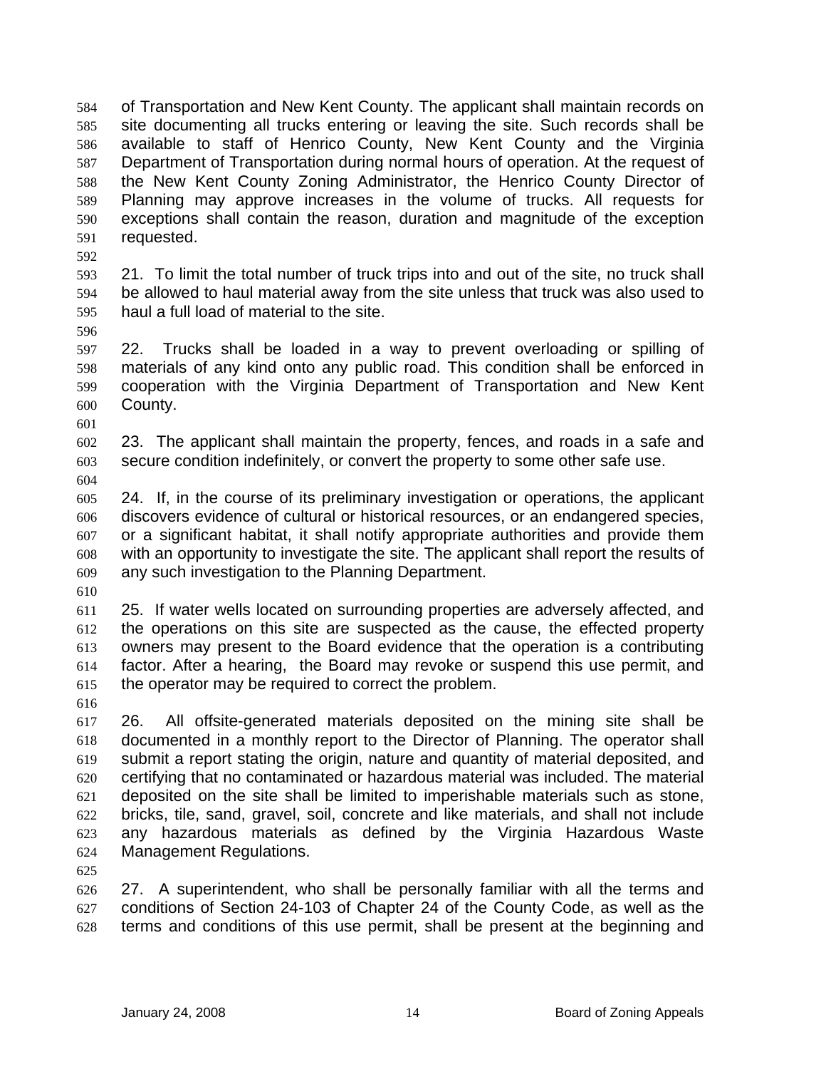of Transportation and New Kent County. The applicant shall maintain records on site documenting all trucks entering or leaving the site. Such records shall be available to staff of Henrico County, New Kent County and the Virginia Department of Transportation during normal hours of operation. At the request of the New Kent County Zoning Administrator, the Henrico County Director of Planning may approve increases in the volume of trucks. All requests for exceptions shall contain the reason, duration and magnitude of the exception requested.

21. To limit the total number of truck trips into and out of the site, no truck shall be allowed to haul material away from the site unless that truck was also used to haul a full load of material to the site.

22. Trucks shall be loaded in a way to prevent overloading or spilling of materials of any kind onto any public road. This condition shall be enforced in cooperation with the Virginia Department of Transportation and New Kent County.

23. The applicant shall maintain the property, fences, and roads in a safe and secure condition indefinitely, or convert the property to some other safe use.

24. If, in the course of its preliminary investigation or operations, the applicant discovers evidence of cultural or historical resources, or an endangered species, or a significant habitat, it shall notify appropriate authorities and provide them with an opportunity to investigate the site. The applicant shall report the results of any such investigation to the Planning Department.

25. If water wells located on surrounding properties are adversely affected, and the operations on this site are suspected as the cause, the effected property owners may present to the Board evidence that the operation is a contributing factor. After a hearing, the Board may revoke or suspend this use permit, and the operator may be required to correct the problem.

26. All offsite-generated materials deposited on the mining site shall be documented in a monthly report to the Director of Planning. The operator shall submit a report stating the origin, nature and quantity of material deposited, and certifying that no contaminated or hazardous material was included. The material deposited on the site shall be limited to imperishable materials such as stone, bricks, tile, sand, gravel, soil, concrete and like materials, and shall not include any hazardous materials as defined by the Virginia Hazardous Waste Management Regulations.

27. A superintendent, who shall be personally familiar with all the terms and conditions of Section 24-103 of Chapter 24 of the County Code, as well as the terms and conditions of this use permit, shall be present at the beginning and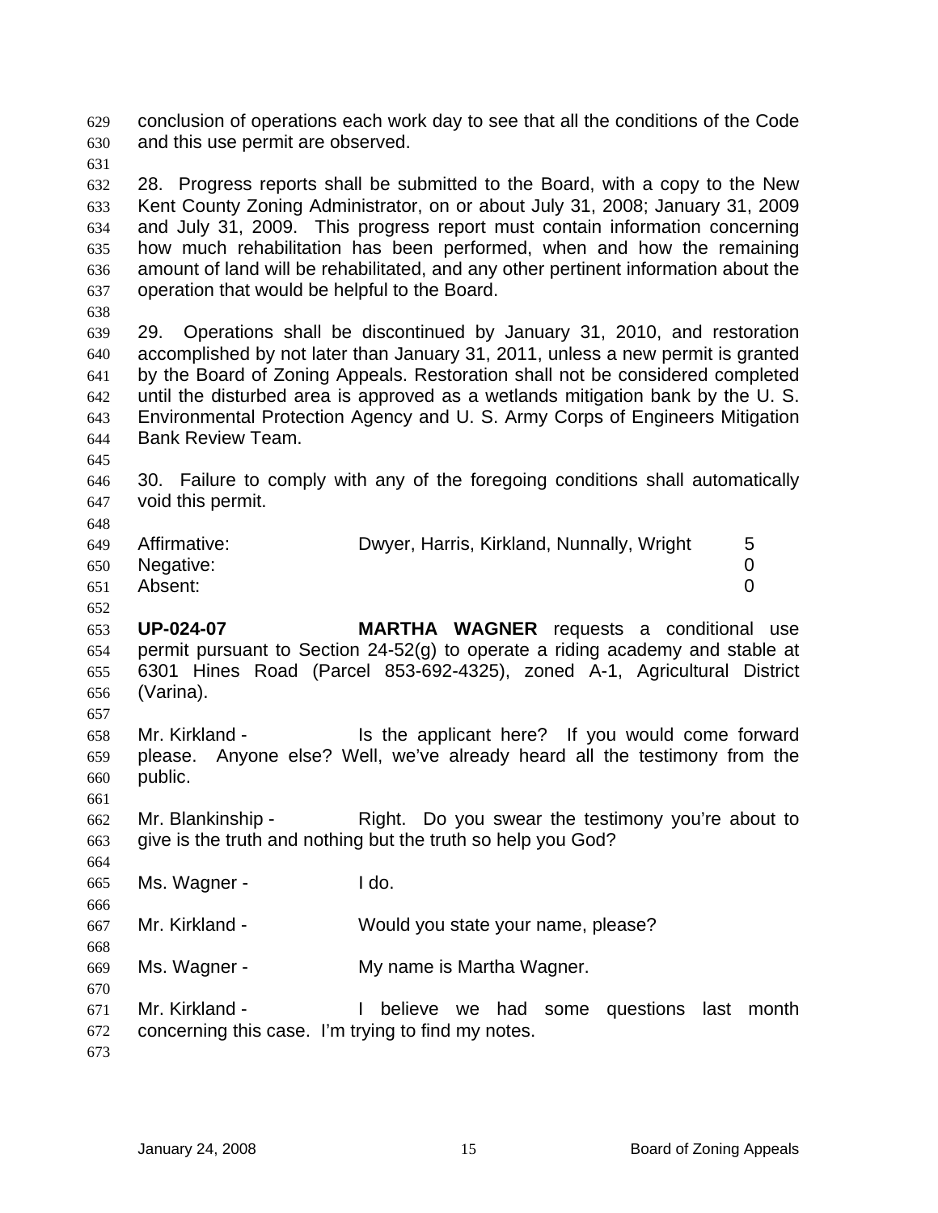conclusion of operations each work day to see that all the conditions of the Code and this use permit are observed.

28. Progress reports shall be submitted to the Board, with a copy to the New Kent County Zoning Administrator, on or about July 31, 2008; January 31, 2009 and July 31, 2009. This progress report must contain information concerning how much rehabilitation has been performed, when and how the remaining amount of land will be rehabilitated, and any other pertinent information about the operation that would be helpful to the Board.

29. Operations shall be discontinued by January 31, 2010, and restoration accomplished by not later than January 31, 2011, unless a new permit is granted by the Board of Zoning Appeals. Restoration shall not be considered completed until the disturbed area is approved as a wetlands mitigation bank by the U. S. Environmental Protection Agency and U. S. Army Corps of Engineers Mitigation Bank Review Team.

30. Failure to comply with any of the foregoing conditions shall automatically void this permit.

| | | |
|---|---|---|
| Affirmative: | Dwyer, Harris, Kirkland, Nunnally, Wright | 5 |
| Negative: | | 0 |
| Absent: | | 0 |

**UP-024-07** **MARTHA WAGNER** requests a conditional use permit pursuant to Section 24-52(g) to operate a riding academy and stable at 6301 Hines Road (Parcel 853-692-4325), zoned A-1, Agricultural District (Varina).

Mr. Kirkland - Is the applicant here? If you would come forward please. Anyone else? Well, we've already heard all the testimony from the public.

Mr. Blankinship - Right. Do you swear the testimony you're about to give is the truth and nothing but the truth so help you God?

Ms. Wagner - I do.

Mr. Kirkland - Would you state your name, please?

Ms. Wagner - My name is Martha Wagner.

Mr. Kirkland - I believe we had some questions last month concerning this case. I'm trying to find my notes.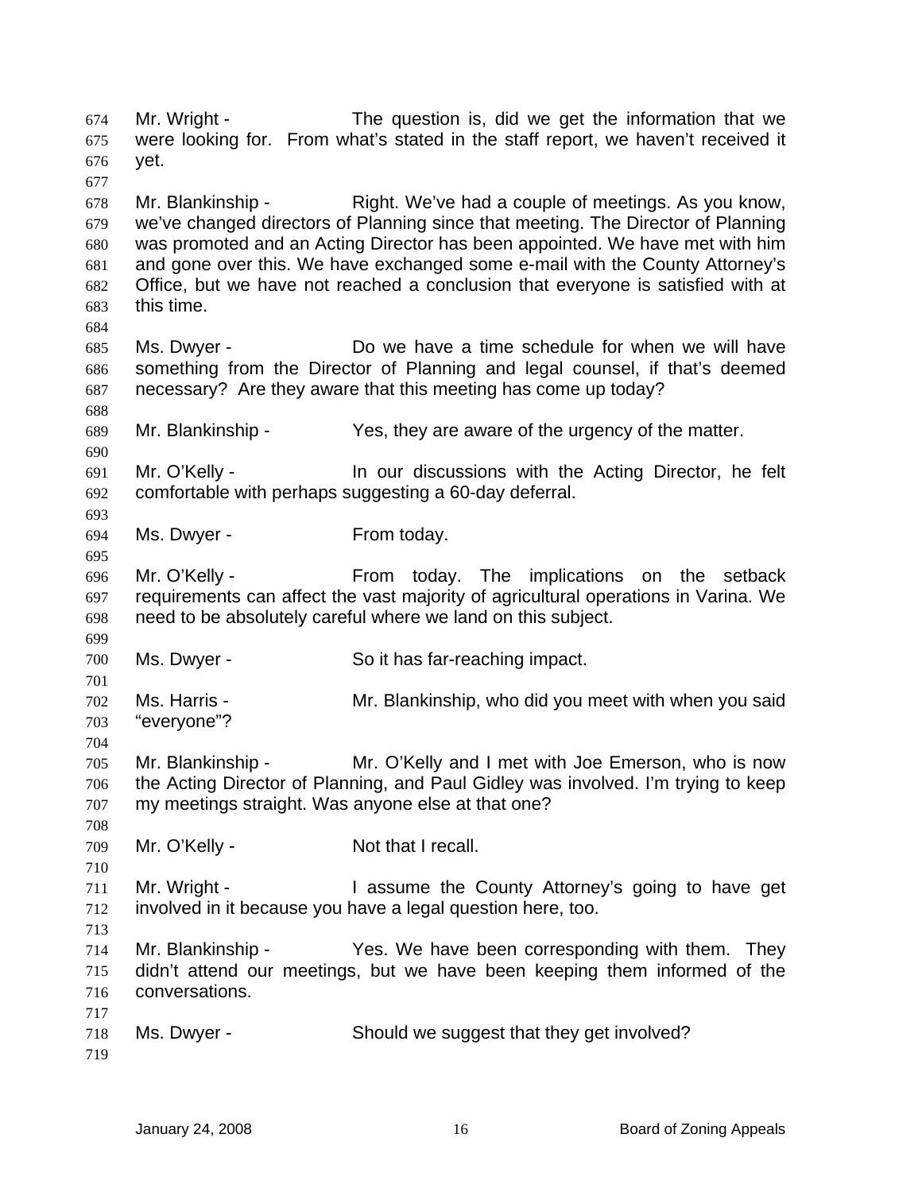Mr. Wright - The question is, did we get the information that we were looking for. From what's stated in the staff report, we haven't received it yet.

Mr. Blankinship - Right. We've had a couple of meetings. As you know, we've changed directors of Planning since that meeting. The Director of Planning was promoted and an Acting Director has been appointed. We have met with him and gone over this. We have exchanged some e-mail with the County Attorney's Office, but we have not reached a conclusion that everyone is satisfied with at this time.

Ms. Dwyer - Do we have a time schedule for when we will have something from the Director of Planning and legal counsel, if that's deemed necessary? Are they aware that this meeting has come up today?

Mr. Blankinship - Yes, they are aware of the urgency of the matter.

Mr. O'Kelly - In our discussions with the Acting Director, he felt comfortable with perhaps suggesting a 60-day deferral.

Ms. Dwyer - From today.

Mr. O'Kelly - From today. The implications on the setback requirements can affect the vast majority of agricultural operations in Varina. We need to be absolutely careful where we land on this subject.

Ms. Dwyer - So it has far-reaching impact.

Ms. Harris - Mr. Blankinship, who did you meet with when you said "everyone"?

Mr. Blankinship - Mr. O'Kelly and I met with Joe Emerson, who is now the Acting Director of Planning, and Paul Gidley was involved. I'm trying to keep my meetings straight. Was anyone else at that one?

Mr. O'Kelly - Not that I recall.

Mr. Wright - I assume the County Attorney's going to have get involved in it because you have a legal question here, too.

Mr. Blankinship - Yes. We have been corresponding with them. They didn't attend our meetings, but we have been keeping them informed of the conversations.

Ms. Dwyer - Should we suggest that they get involved?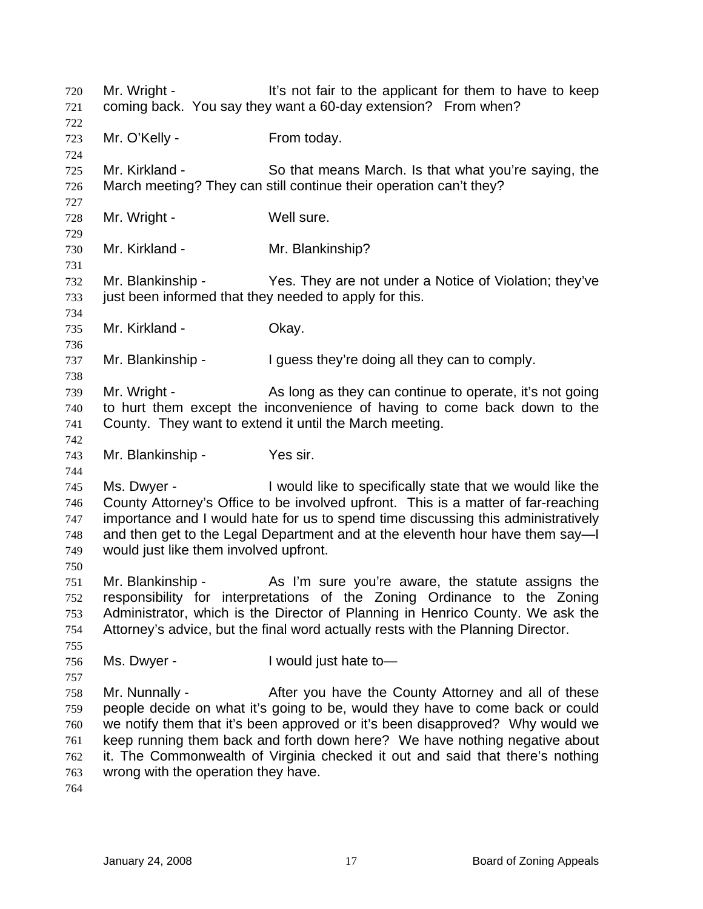Mr. Wright - It's not fair to the applicant for them to have to keep coming back. You say they want a 60-day extension? From when?

Mr. O'Kelly - From today.

Mr. Kirkland - So that means March. Is that what you're saying, the March meeting? They can still continue their operation can't they?

Mr. Wright - Well sure.

Mr. Kirkland - Mr. Blankinship?

Mr. Blankinship - Yes. They are not under a Notice of Violation; they've just been informed that they needed to apply for this.

Mr. Kirkland - Okay.

Mr. Blankinship - I guess they're doing all they can to comply.

Mr. Wright - As long as they can continue to operate, it's not going to hurt them except the inconvenience of having to come back down to the County. They want to extend it until the March meeting.

Mr. Blankinship - Yes sir.

Ms. Dwyer - I would like to specifically state that we would like the County Attorney's Office to be involved upfront. This is a matter of far-reaching importance and I would hate for us to spend time discussing this administratively and then get to the Legal Department and at the eleventh hour have them say—I would just like them involved upfront.

Mr. Blankinship - As I'm sure you're aware, the statute assigns the responsibility for interpretations of the Zoning Ordinance to the Zoning Administrator, which is the Director of Planning in Henrico County. We ask the Attorney's advice, but the final word actually rests with the Planning Director.

Ms. Dwyer - I would just hate to—

Mr. Nunnally - After you have the County Attorney and all of these people decide on what it's going to be, would they have to come back or could we notify them that it's been approved or it's been disapproved? Why would we keep running them back and forth down here? We have nothing negative about it. The Commonwealth of Virginia checked it out and said that there's nothing wrong with the operation they have.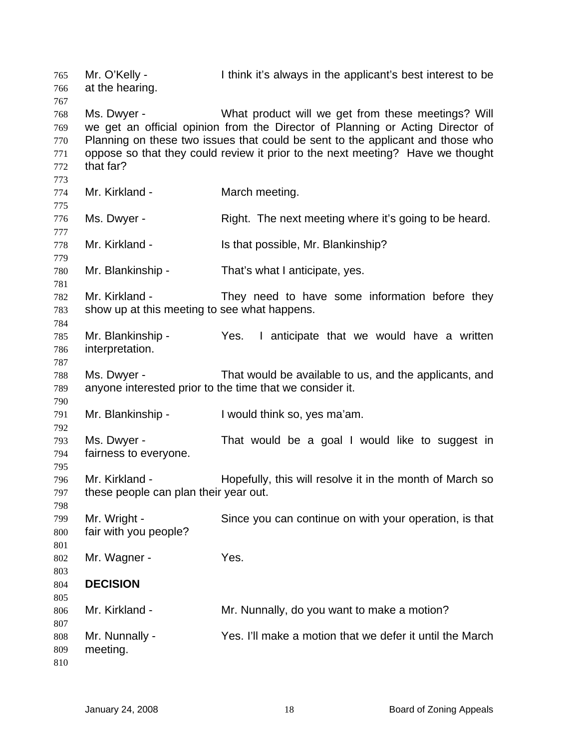Mr. O'Kelly - I think it's always in the applicant's best interest to be at the hearing.

Ms. Dwyer - What product will we get from these meetings? Will we get an official opinion from the Director of Planning or Acting Director of Planning on these two issues that could be sent to the applicant and those who oppose so that they could review it prior to the next meeting? Have we thought that far?

Mr. Kirkland - March meeting.

Ms. Dwyer - Right. The next meeting where it's going to be heard.

Mr. Kirkland - Is that possible, Mr. Blankinship?

Mr. Blankinship - That's what I anticipate, yes.

Mr. Kirkland - They need to have some information before they show up at this meeting to see what happens.

Mr. Blankinship - Yes. I anticipate that we would have a written interpretation.

Ms. Dwyer - That would be available to us, and the applicants, and anyone interested prior to the time that we consider it.

Mr. Blankinship - I would think so, yes ma'am.

Ms. Dwyer - That would be a goal I would like to suggest in fairness to everyone.

Mr. Kirkland - Hopefully, this will resolve it in the month of March so these people can plan their year out.

Mr. Wright - Since you can continue on with your operation, is that fair with you people?

Mr. Wagner - Yes.

**DECISION**

Mr. Kirkland - Mr. Nunnally, do you want to make a motion?

Mr. Nunnally - Yes. I'll make a motion that we defer it until the March meeting.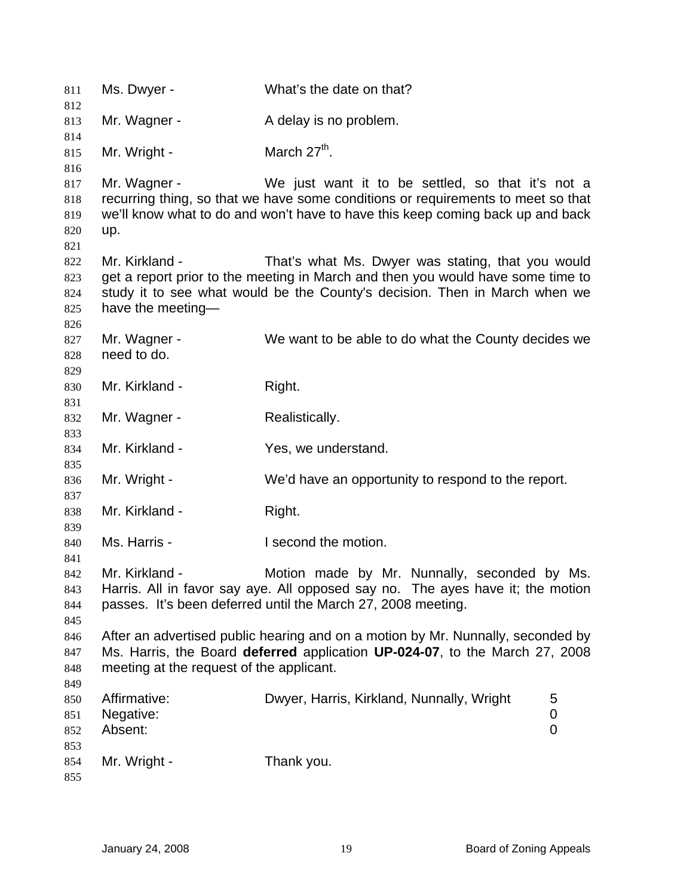Ms. Dwyer - What's the date on that?

Mr. Wagner - A delay is no problem.

Mr. Wright - March 27th.

Mr. Wagner - We just want it to be settled, so that it's not a recurring thing, so that we have some conditions or requirements to meet so that we'll know what to do and won't have to have this keep coming back up and back up.

Mr. Kirkland - That's what Ms. Dwyer was stating, that you would get a report prior to the meeting in March and then you would have some time to study it to see what would be the County's decision. Then in March when we have the meeting—

Mr. Wagner - We want to be able to do what the County decides we need to do.

Mr. Kirkland - Right.

Mr. Wagner - Realistically.

Mr. Kirkland - Yes, we understand.

Mr. Wright - We'd have an opportunity to respond to the report.

Mr. Kirkland - Right.

Ms. Harris - I second the motion.

Mr. Kirkland - Motion made by Mr. Nunnally, seconded by Ms. Harris. All in favor say aye. All opposed say no. The ayes have it; the motion passes. It's been deferred until the March 27, 2008 meeting.

After an advertised public hearing and on a motion by Mr. Nunnally, seconded by Ms. Harris, the Board **deferred** application **UP-024-07**, to the March 27, 2008 meeting at the request of the applicant.

| | | |
|---|---|---|
| Affirmative: | Dwyer, Harris, Kirkland, Nunnally, Wright | 5 |
| Negative: | | 0 |
| Absent: | | 0 |

Mr. Wright - Thank you.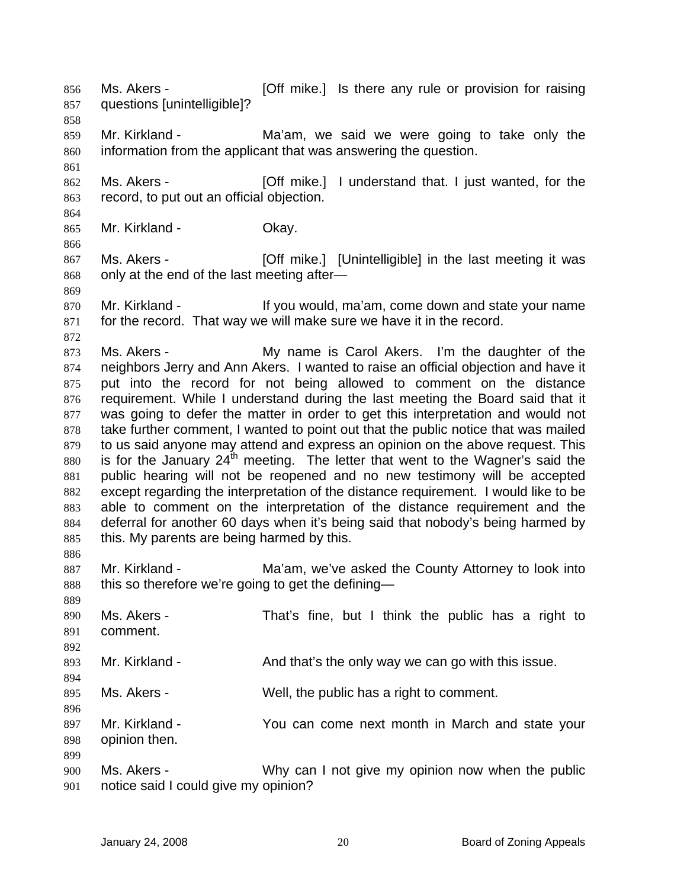Ms. Akers - [Off mike.] Is there any rule or provision for raising questions [unintelligible]?

Mr. Kirkland - Ma'am, we said we were going to take only the information from the applicant that was answering the question.

Ms. Akers - [Off mike.] I understand that. I just wanted, for the record, to put out an official objection.

Mr. Kirkland - Okay.

Ms. Akers - [Off mike.] [Unintelligible] in the last meeting it was only at the end of the last meeting after—

Mr. Kirkland - If you would, ma'am, come down and state your name for the record. That way we will make sure we have it in the record.

Ms. Akers - My name is Carol Akers. I'm the daughter of the neighbors Jerry and Ann Akers. I wanted to raise an official objection and have it put into the record for not being allowed to comment on the distance requirement. While I understand during the last meeting the Board said that it was going to defer the matter in order to get this interpretation and would not take further comment, I wanted to point out that the public notice that was mailed to us said anyone may attend and express an opinion on the above request. This is for the January 24th meeting. The letter that went to the Wagner's said the public hearing will not be reopened and no new testimony will be accepted except regarding the interpretation of the distance requirement. I would like to be able to comment on the interpretation of the distance requirement and the deferral for another 60 days when it's being said that nobody's being harmed by this. My parents are being harmed by this.

Mr. Kirkland - Ma'am, we've asked the County Attorney to look into this so therefore we're going to get the defining—

Ms. Akers - That's fine, but I think the public has a right to comment.

Mr. Kirkland - And that's the only way we can go with this issue.

Ms. Akers - Well, the public has a right to comment.

Mr. Kirkland - You can come next month in March and state your opinion then.

Ms. Akers - Why can I not give my opinion now when the public notice said I could give my opinion?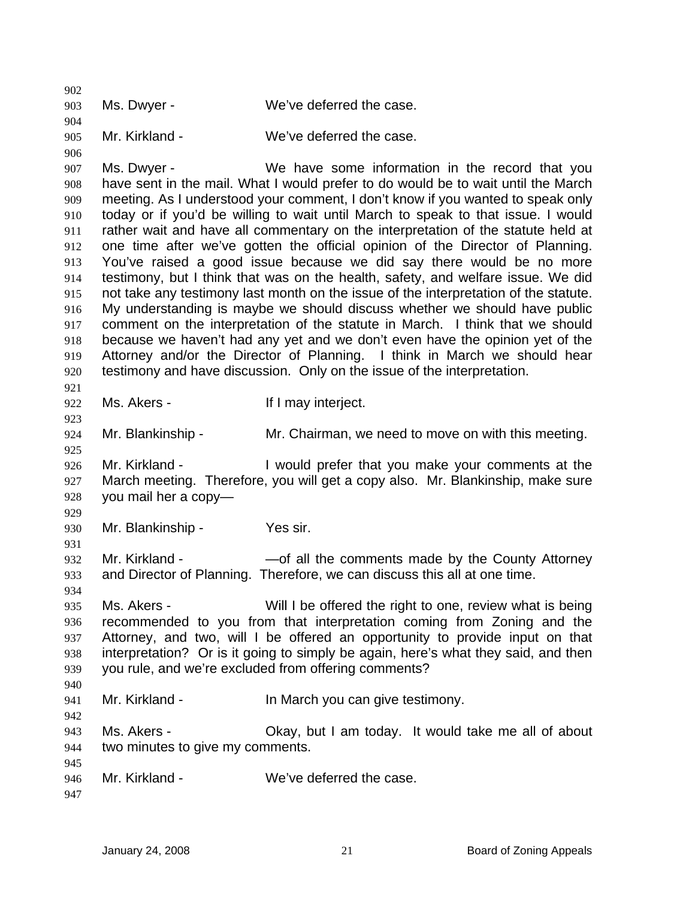Ms. Dwyer - We've deferred the case.

Mr. Kirkland - We've deferred the case.

Ms. Dwyer - We have some information in the record that you have sent in the mail. What I would prefer to do would be to wait until the March meeting. As I understood your comment, I don't know if you wanted to speak only today or if you'd be willing to wait until March to speak to that issue. I would rather wait and have all commentary on the interpretation of the statute held at one time after we've gotten the official opinion of the Director of Planning. You've raised a good issue because we did say there would be no more testimony, but I think that was on the health, safety, and welfare issue. We did not take any testimony last month on the issue of the interpretation of the statute. My understanding is maybe we should discuss whether we should have public comment on the interpretation of the statute in March. I think that we should because we haven't had any yet and we don't even have the opinion yet of the Attorney and/or the Director of Planning. I think in March we should hear testimony and have discussion. Only on the issue of the interpretation.

Ms. Akers - If I may interject.

Mr. Blankinship - Mr. Chairman, we need to move on with this meeting.

Mr. Kirkland - I would prefer that you make your comments at the March meeting. Therefore, you will get a copy also. Mr. Blankinship, make sure you mail her a copy—

Mr. Blankinship - Yes sir.

Mr. Kirkland - —of all the comments made by the County Attorney and Director of Planning. Therefore, we can discuss this all at one time.

Ms. Akers - Will I be offered the right to one, review what is being recommended to you from that interpretation coming from Zoning and the Attorney, and two, will I be offered an opportunity to provide input on that interpretation? Or is it going to simply be again, here's what they said, and then you rule, and we're excluded from offering comments?

Mr. Kirkland - In March you can give testimony.

Ms. Akers - Okay, but I am today. It would take me all of about two minutes to give my comments.

Mr. Kirkland - We've deferred the case.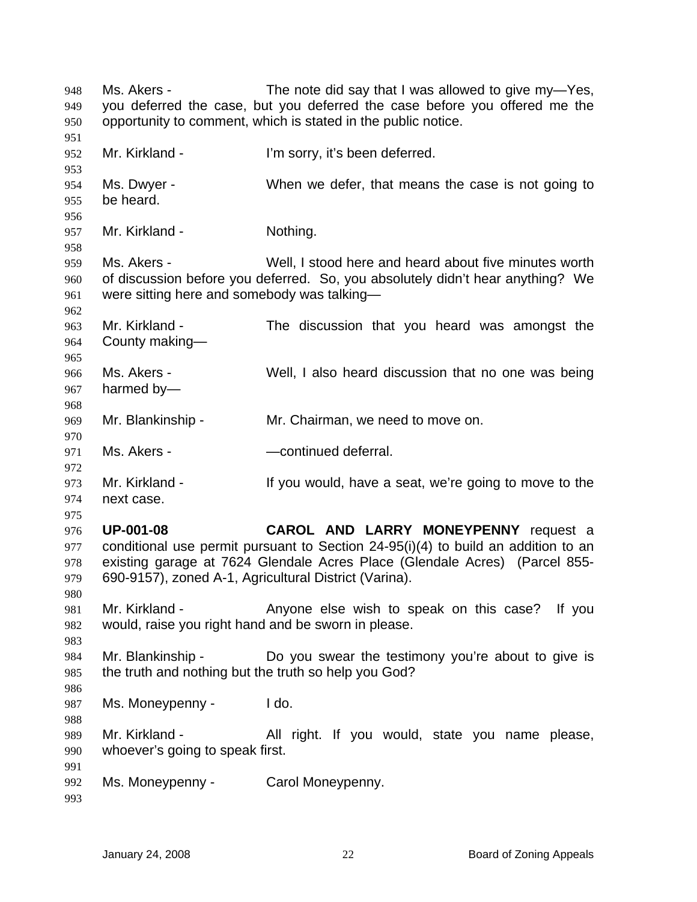Ms. Akers - The note did say that I was allowed to give my—Yes, you deferred the case, but you deferred the case before you offered me the opportunity to comment, which is stated in the public notice.

Mr. Kirkland - I'm sorry, it's been deferred.

Ms. Dwyer - When we defer, that means the case is not going to be heard.

Mr. Kirkland - Nothing.

Ms. Akers - Well, I stood here and heard about five minutes worth of discussion before you deferred. So, you absolutely didn't hear anything? We were sitting here and somebody was talking—

Mr. Kirkland - The discussion that you heard was amongst the County making—

Ms. Akers - Well, I also heard discussion that no one was being harmed by—

Mr. Blankinship - Mr. Chairman, we need to move on.

Ms. Akers - —continued deferral.

Mr. Kirkland - If you would, have a seat, we're going to move to the next case.

**UP-001-08** **CAROL AND LARRY MONEYPENNY** request a conditional use permit pursuant to Section 24-95(i)(4) to build an addition to an existing garage at 7624 Glendale Acres Place (Glendale Acres) (Parcel 855-690-9157), zoned A-1, Agricultural District (Varina).

Mr. Kirkland - Anyone else wish to speak on this case? If you would, raise you right hand and be sworn in please.

Mr. Blankinship - Do you swear the testimony you're about to give is the truth and nothing but the truth so help you God?

Ms. Moneypenny - I do.

Mr. Kirkland - All right. If you would, state you name please, whoever's going to speak first.

Ms. Moneypenny - Carol Moneypenny.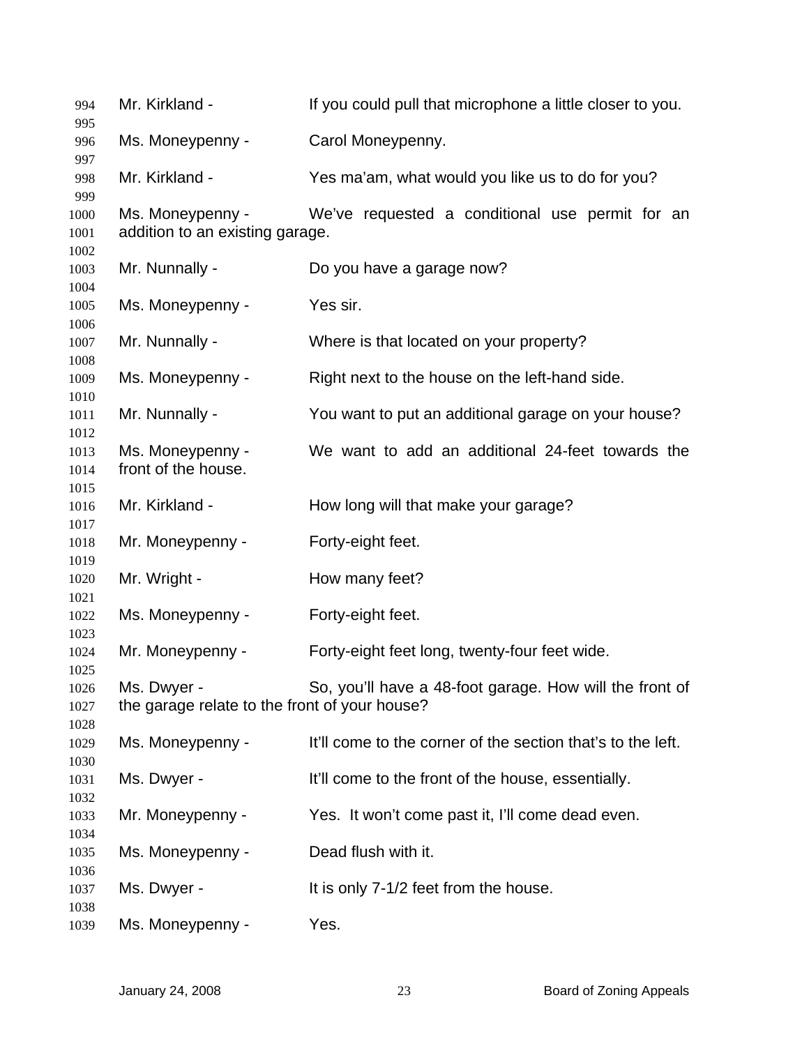Mr. Kirkland - If you could pull that microphone a little closer to you.

Ms. Moneypenny - Carol Moneypenny.

Mr. Kirkland - Yes ma'am, what would you like us to do for you?

Ms. Moneypenny - We've requested a conditional use permit for an addition to an existing garage.

Mr. Nunnally - Do you have a garage now?

Ms. Moneypenny - Yes sir.

Mr. Nunnally - Where is that located on your property?

Ms. Moneypenny - Right next to the house on the left-hand side.

Mr. Nunnally - You want to put an additional garage on your house?

Ms. Moneypenny - We want to add an additional 24-feet towards the front of the house.

Mr. Kirkland - How long will that make your garage?

Mr. Moneypenny - Forty-eight feet.

Mr. Wright - How many feet?

Ms. Moneypenny - Forty-eight feet.

Mr. Moneypenny - Forty-eight feet long, twenty-four feet wide.

Ms. Dwyer - So, you'll have a 48-foot garage. How will the front of the garage relate to the front of your house?

Ms. Moneypenny - It'll come to the corner of the section that's to the left.

Ms. Dwyer - It'll come to the front of the house, essentially.

Mr. Moneypenny - Yes. It won't come past it, I'll come dead even.

Ms. Moneypenny - Dead flush with it.

Ms. Dwyer - It is only 7-1/2 feet from the house.

Ms. Moneypenny - Yes.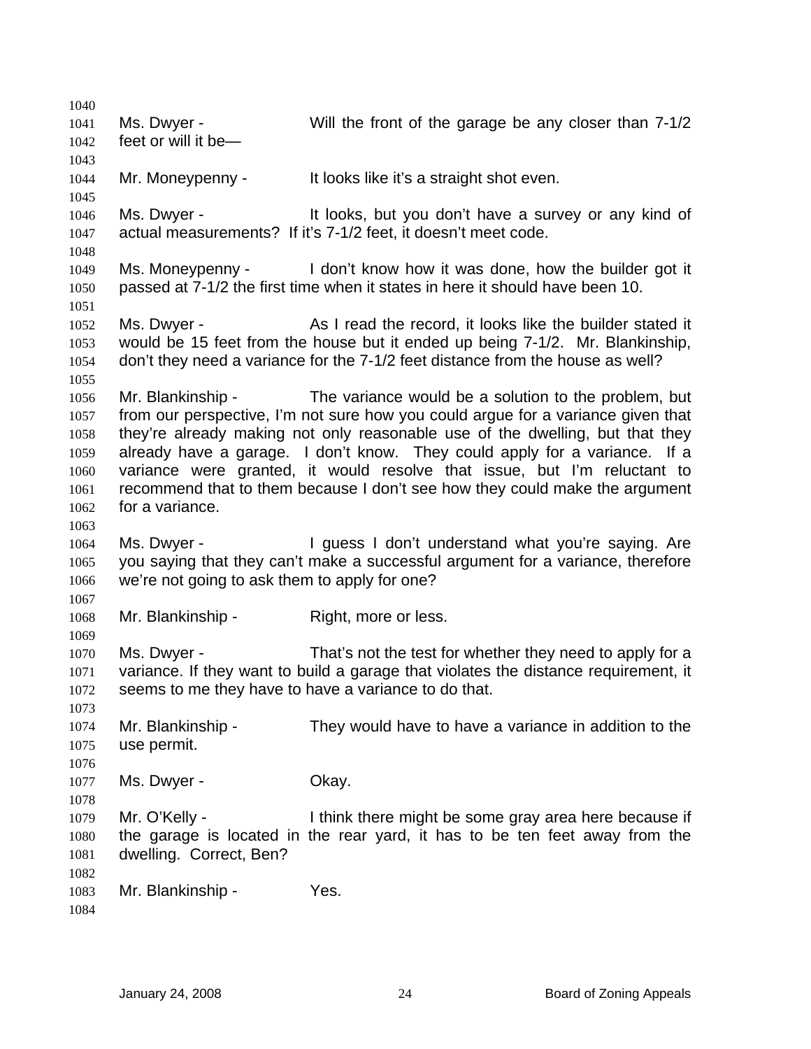Ms. Dwyer - Will the front of the garage be any closer than 7-1/2 feet or will it be—

Mr. Moneypenny - It looks like it's a straight shot even.

Ms. Dwyer - It looks, but you don't have a survey or any kind of actual measurements? If it's 7-1/2 feet, it doesn't meet code.

Ms. Moneypenny - I don't know how it was done, how the builder got it passed at 7-1/2 the first time when it states in here it should have been 10.

Ms. Dwyer - As I read the record, it looks like the builder stated it would be 15 feet from the house but it ended up being 7-1/2. Mr. Blankinship, don't they need a variance for the 7-1/2 feet distance from the house as well?

Mr. Blankinship - The variance would be a solution to the problem, but from our perspective, I'm not sure how you could argue for a variance given that they're already making not only reasonable use of the dwelling, but that they already have a garage. I don't know. They could apply for a variance. If a variance were granted, it would resolve that issue, but I'm reluctant to recommend that to them because I don't see how they could make the argument for a variance.

Ms. Dwyer - I guess I don't understand what you're saying. Are you saying that they can't make a successful argument for a variance, therefore we're not going to ask them to apply for one?

Mr. Blankinship - Right, more or less.

Ms. Dwyer - That's not the test for whether they need to apply for a variance. If they want to build a garage that violates the distance requirement, it seems to me they have to have a variance to do that.

Mr. Blankinship - They would have to have a variance in addition to the use permit.

Ms. Dwyer - Okay.

Mr. O'Kelly - I think there might be some gray area here because if the garage is located in the rear yard, it has to be ten feet away from the dwelling. Correct, Ben?

Mr. Blankinship - Yes.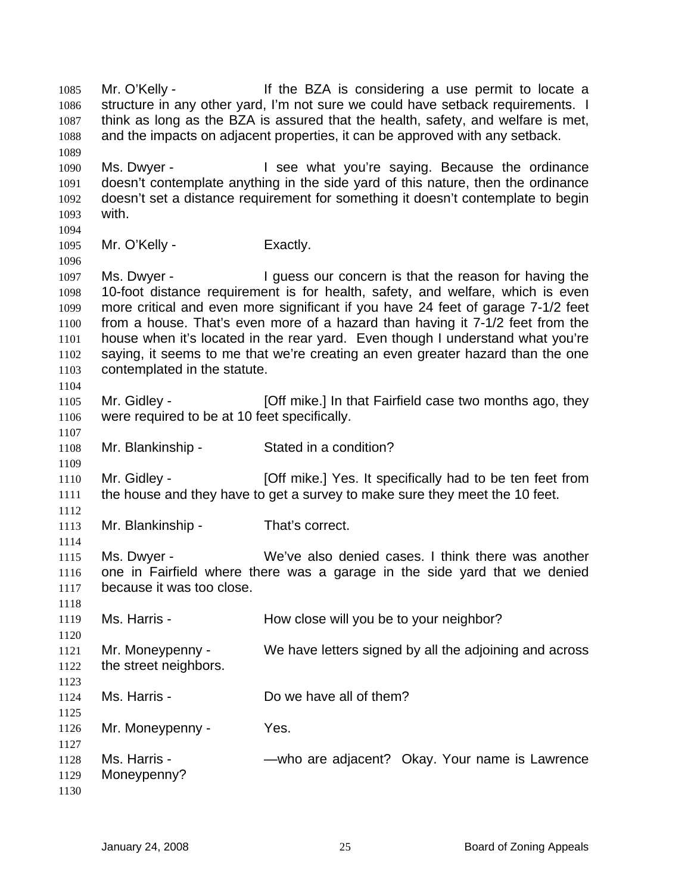Mr. O'Kelly - If the BZA is considering a use permit to locate a structure in any other yard, I'm not sure we could have setback requirements. I think as long as the BZA is assured that the health, safety, and welfare is met, and the impacts on adjacent properties, it can be approved with any setback.

Ms. Dwyer - I see what you're saying. Because the ordinance doesn't contemplate anything in the side yard of this nature, then the ordinance doesn't set a distance requirement for something it doesn't contemplate to begin with.

Mr. O'Kelly - Exactly.

Ms. Dwyer - I guess our concern is that the reason for having the 10-foot distance requirement is for health, safety, and welfare, which is even more critical and even more significant if you have 24 feet of garage 7-1/2 feet from a house. That's even more of a hazard than having it 7-1/2 feet from the house when it's located in the rear yard. Even though I understand what you're saying, it seems to me that we're creating an even greater hazard than the one contemplated in the statute.

Mr. Gidley - [Off mike.] In that Fairfield case two months ago, they were required to be at 10 feet specifically.

Mr. Blankinship - Stated in a condition?

Mr. Gidley - [Off mike.] Yes. It specifically had to be ten feet from the house and they have to get a survey to make sure they meet the 10 feet.

Mr. Blankinship - That's correct.

Ms. Dwyer - We've also denied cases. I think there was another one in Fairfield where there was a garage in the side yard that we denied because it was too close.

Ms. Harris - How close will you be to your neighbor?

Mr. Moneypenny - We have letters signed by all the adjoining and across the street neighbors.

Ms. Harris - Do we have all of them?

Mr. Moneypenny - Yes.

Ms. Harris - —who are adjacent? Okay. Your name is Lawrence Moneypenny?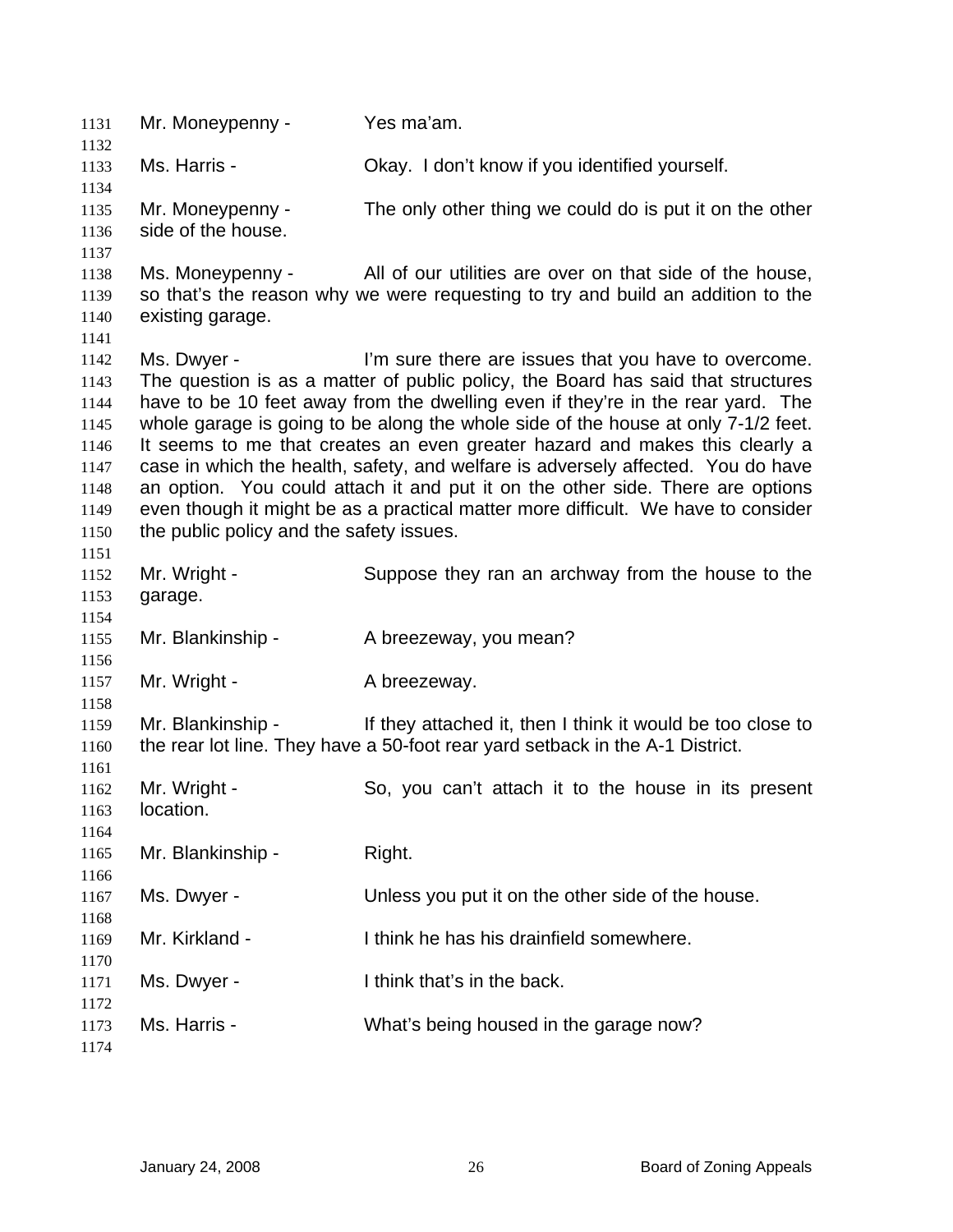Mr. Moneypenny - Yes ma'am.

Ms. Harris - Okay. I don't know if you identified yourself.

Mr. Moneypenny - The only other thing we could do is put it on the other side of the house.

Ms. Moneypenny - All of our utilities are over on that side of the house, so that's the reason why we were requesting to try and build an addition to the existing garage.

Ms. Dwyer - I'm sure there are issues that you have to overcome. The question is as a matter of public policy, the Board has said that structures have to be 10 feet away from the dwelling even if they're in the rear yard. The whole garage is going to be along the whole side of the house at only 7-1/2 feet. It seems to me that creates an even greater hazard and makes this clearly a case in which the health, safety, and welfare is adversely affected. You do have an option. You could attach it and put it on the other side. There are options even though it might be as a practical matter more difficult. We have to consider the public policy and the safety issues.

Mr. Wright - Suppose they ran an archway from the house to the garage.

Mr. Blankinship - A breezeway, you mean?

Mr. Wright - A breezeway.

Mr. Blankinship - If they attached it, then I think it would be too close to the rear lot line. They have a 50-foot rear yard setback in the A-1 District.

Mr. Wright - So, you can't attach it to the house in its present location.

Mr. Blankinship - Right.

Ms. Dwyer - Unless you put it on the other side of the house.

Mr. Kirkland - I think he has his drainfield somewhere.

Ms. Dwyer - I think that's in the back.

Ms. Harris - What's being housed in the garage now?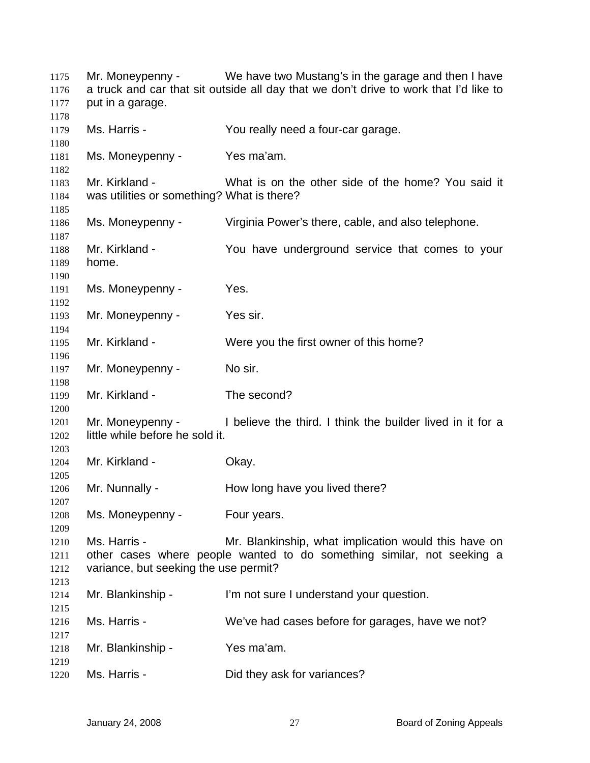Mr. Moneypenny - We have two Mustang's in the garage and then I have a truck and car that sit outside all day that we don't drive to work that I'd like to put in a garage.

Ms. Harris - You really need a four-car garage.

Ms. Moneypenny - Yes ma'am.

Mr. Kirkland - What is on the other side of the home? You said it was utilities or something? What is there?

Ms. Moneypenny - Virginia Power's there, cable, and also telephone.

Mr. Kirkland - You have underground service that comes to your home.

Ms. Moneypenny - Yes.

Mr. Moneypenny - Yes sir.

Mr. Kirkland - Were you the first owner of this home?

Mr. Moneypenny - No sir.

Mr. Kirkland - The second?

Mr. Moneypenny - I believe the third. I think the builder lived in it for a little while before he sold it.

Mr. Kirkland - Okay.

Mr. Nunnally - How long have you lived there?

Ms. Moneypenny - Four years.

Ms. Harris - Mr. Blankinship, what implication would this have on other cases where people wanted to do something similar, not seeking a variance, but seeking the use permit?

Mr. Blankinship - I'm not sure I understand your question.

Ms. Harris - We've had cases before for garages, have we not?

Mr. Blankinship - Yes ma'am.

Ms. Harris - Did they ask for variances?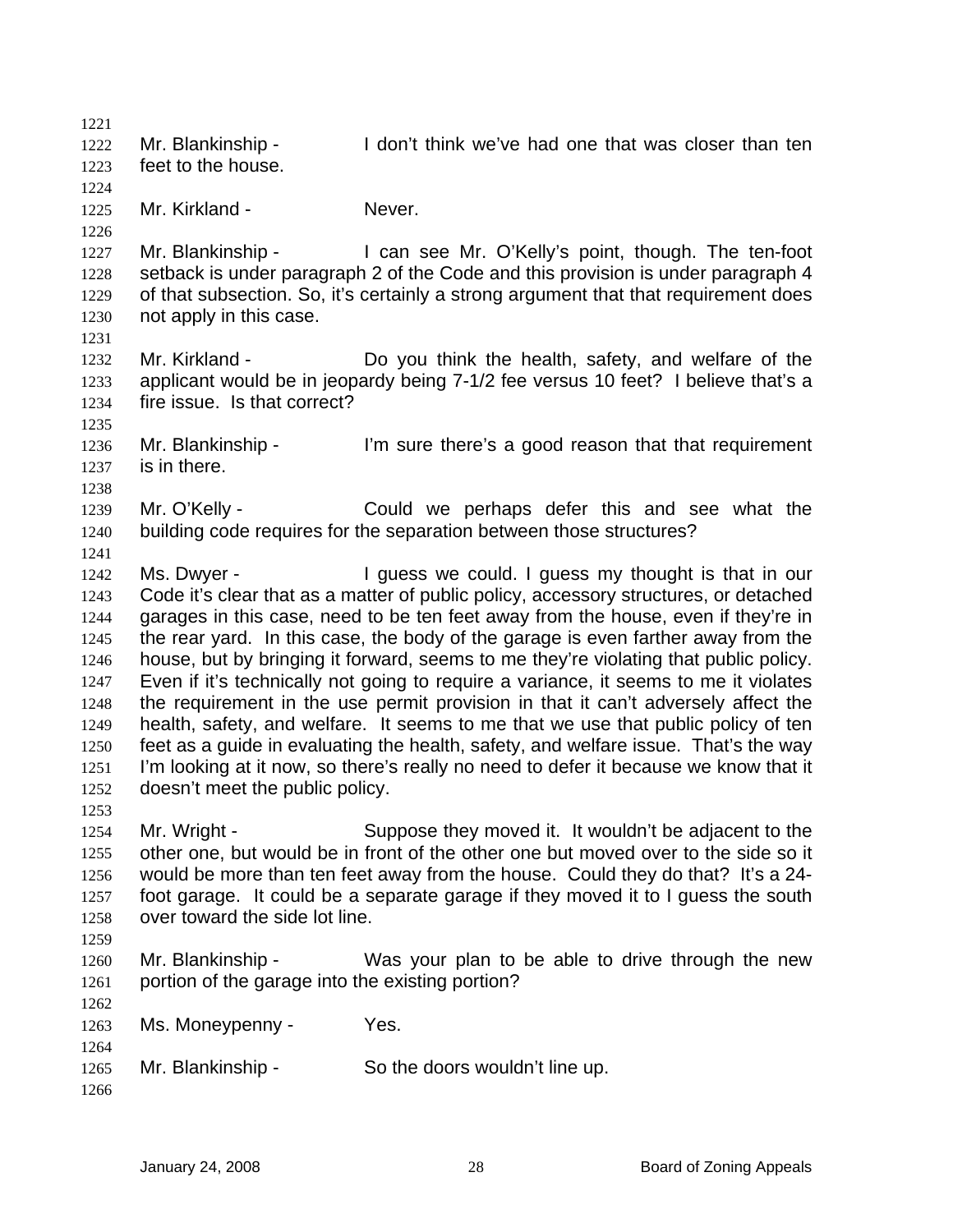Mr. Blankinship - I don't think we've had one that was closer than ten feet to the house.

Mr. Kirkland - Never.

Mr. Blankinship - I can see Mr. O'Kelly's point, though. The ten-foot setback is under paragraph 2 of the Code and this provision is under paragraph 4 of that subsection. So, it's certainly a strong argument that that requirement does not apply in this case.

Mr. Kirkland - Do you think the health, safety, and welfare of the applicant would be in jeopardy being 7-1/2 fee versus 10 feet? I believe that's a fire issue. Is that correct?

Mr. Blankinship - I'm sure there's a good reason that that requirement is in there.

Mr. O'Kelly - Could we perhaps defer this and see what the building code requires for the separation between those structures?

Ms. Dwyer - I guess we could. I guess my thought is that in our Code it's clear that as a matter of public policy, accessory structures, or detached garages in this case, need to be ten feet away from the house, even if they're in the rear yard. In this case, the body of the garage is even farther away from the house, but by bringing it forward, seems to me they're violating that public policy. Even if it's technically not going to require a variance, it seems to me it violates the requirement in the use permit provision in that it can't adversely affect the health, safety, and welfare. It seems to me that we use that public policy of ten feet as a guide in evaluating the health, safety, and welfare issue. That's the way I'm looking at it now, so there's really no need to defer it because we know that it doesn't meet the public policy.

Mr. Wright - Suppose they moved it. It wouldn't be adjacent to the other one, but would be in front of the other one but moved over to the side so it would be more than ten feet away from the house. Could they do that? It's a 24-foot garage. It could be a separate garage if they moved it to I guess the south over toward the side lot line.

Mr. Blankinship - Was your plan to be able to drive through the new portion of the garage into the existing portion?

Ms. Moneypenny - Yes.

Mr. Blankinship - So the doors wouldn't line up.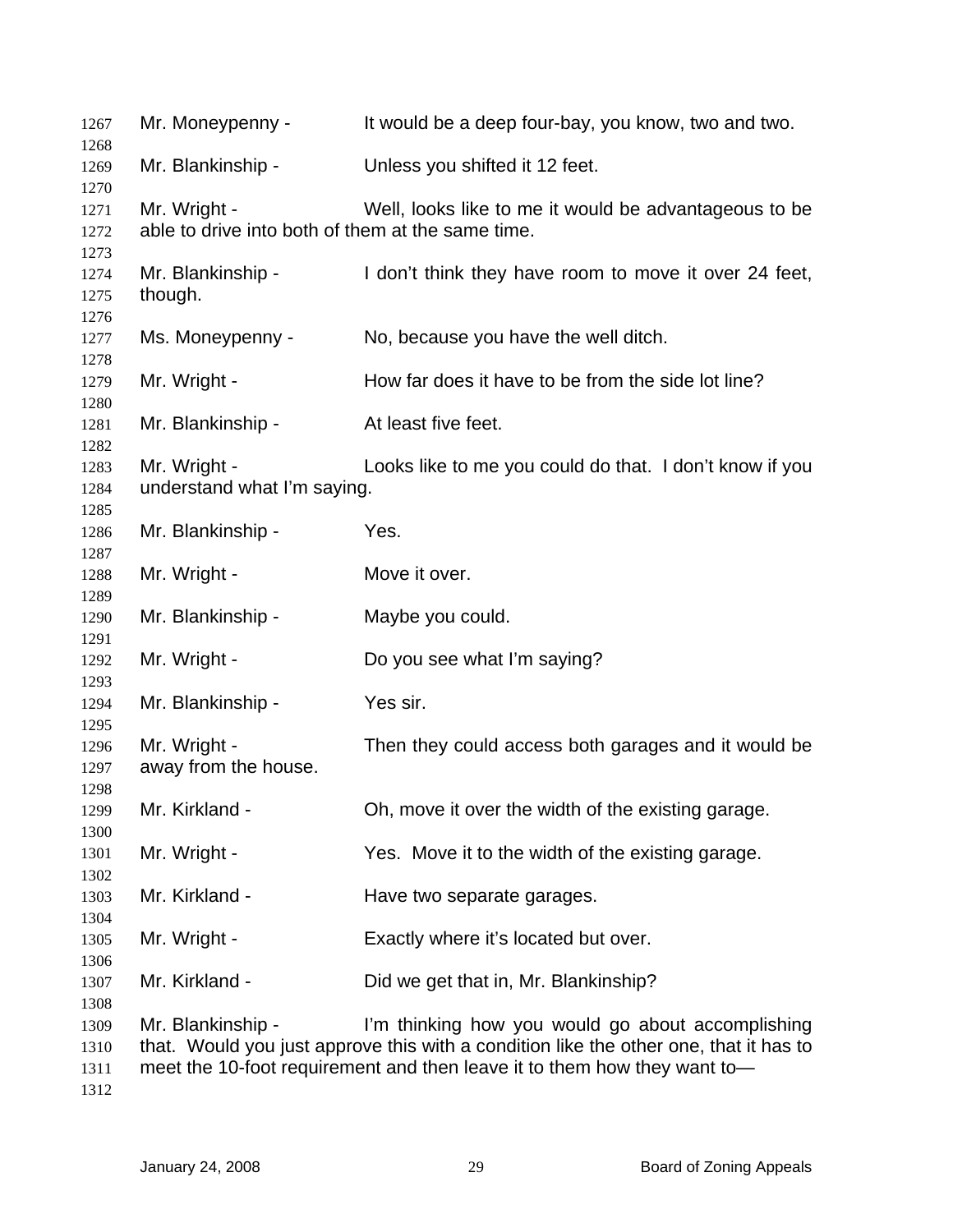Mr. Moneypenny - It would be a deep four-bay, you know, two and two.

Mr. Blankinship - Unless you shifted it 12 feet.

Mr. Wright - Well, looks like to me it would be advantageous to be able to drive into both of them at the same time.

Mr. Blankinship - I don't think they have room to move it over 24 feet, though.

Ms. Moneypenny - No, because you have the well ditch.

Mr. Wright - How far does it have to be from the side lot line?

Mr. Blankinship - At least five feet.

Mr. Wright - Looks like to me you could do that. I don't know if you understand what I'm saying.

Mr. Blankinship - Yes.

Mr. Wright - Move it over.

Mr. Blankinship - Maybe you could.

Mr. Wright - Do you see what I'm saying?

Mr. Blankinship - Yes sir.

Mr. Wright - Then they could access both garages and it would be away from the house.

Mr. Kirkland - Oh, move it over the width of the existing garage.

Mr. Wright - Yes. Move it to the width of the existing garage.

Mr. Kirkland - Have two separate garages.

Mr. Wright - Exactly where it's located but over.

Mr. Kirkland - Did we get that in, Mr. Blankinship?

Mr. Blankinship - I'm thinking how you would go about accomplishing that. Would you just approve this with a condition like the other one, that it has to meet the 10-foot requirement and then leave it to them how they want to—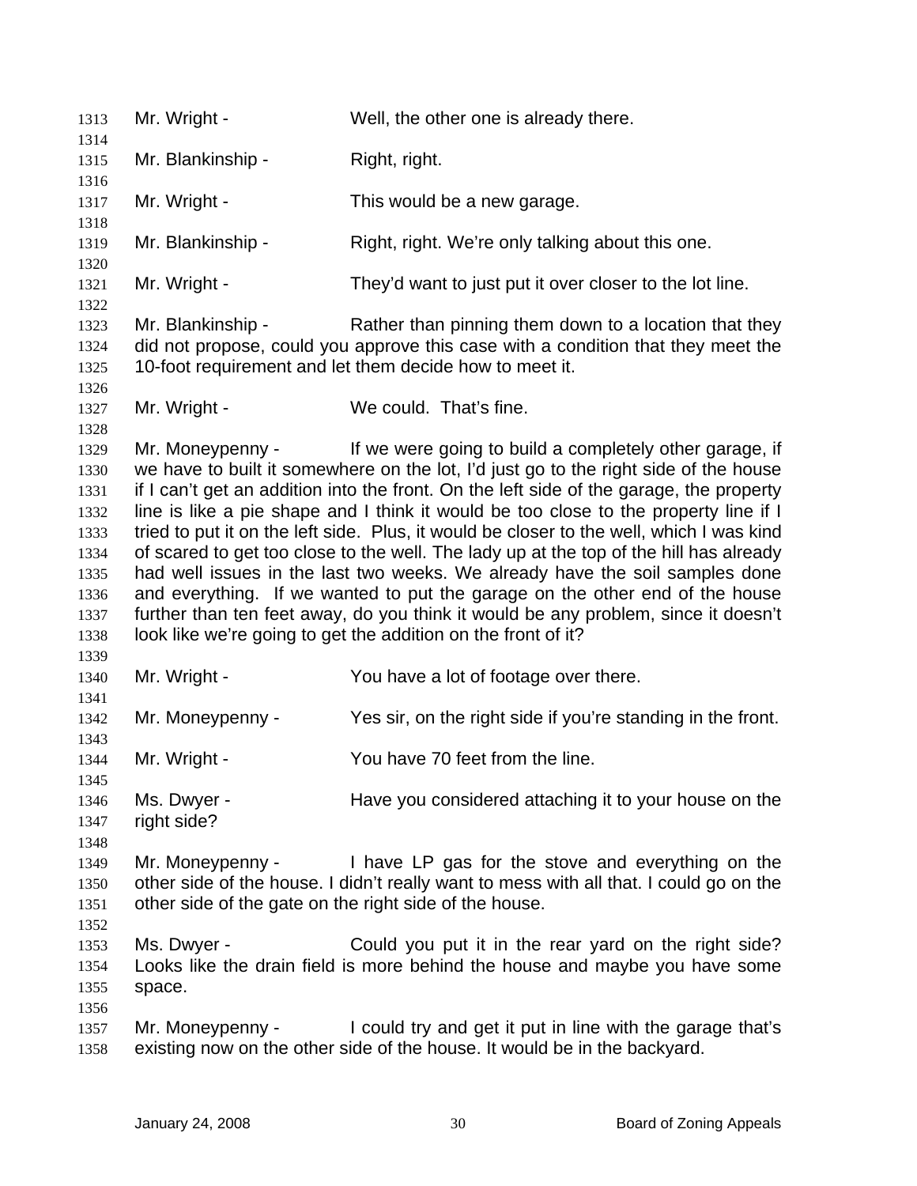1313 Mr. Wright - Well, the other one is already there.

1314

1315 Mr. Blankinship - Right, right.

1316

1317 Mr. Wright - This would be a new garage.

1318

1319 Mr. Blankinship - Right, right. We're only talking about this one.

1320

1321 Mr. Wright - They'd want to just put it over closer to the lot line.

1322

1323 Mr. Blankinship - Rather than pinning them down to a location that they
1324 did not propose, could you approve this case with a condition that they meet the
1325 10-foot requirement and let them decide how to meet it.

1326

1327 Mr. Wright - We could. That's fine.

1328

1329 Mr. Moneypenny - If we were going to build a completely other garage, if
1330 we have to built it somewhere on the lot, I'd just go to the right side of the house
1331 if I can't get an addition into the front. On the left side of the garage, the property
1332 line is like a pie shape and I think it would be too close to the property line if I
1333 tried to put it on the left side. Plus, it would be closer to the well, which I was kind
1334 of scared to get too close to the well. The lady up at the top of the hill has already
1335 had well issues in the last two weeks. We already have the soil samples done
1336 and everything. If we wanted to put the garage on the other end of the house
1337 further than ten feet away, do you think it would be any problem, since it doesn't
1338 look like we're going to get the addition on the front of it?

1339

1340 Mr. Wright - You have a lot of footage over there.

1341

1342 Mr. Moneypenny - Yes sir, on the right side if you're standing in the front.

1343

1344 Mr. Wright - You have 70 feet from the line.

1345

1346 Ms. Dwyer - Have you considered attaching it to your house on the
1347 right side?

1348

1349 Mr. Moneypenny - I have LP gas for the stove and everything on the
1350 other side of the house. I didn't really want to mess with all that. I could go on the
1351 other side of the gate on the right side of the house.

1352

1353 Ms. Dwyer - Could you put it in the rear yard on the right side?
1354 Looks like the drain field is more behind the house and maybe you have some
1355 space.

1356

1357 Mr. Moneypenny - I could try and get it put in line with the garage that's
1358 existing now on the other side of the house. It would be in the backyard.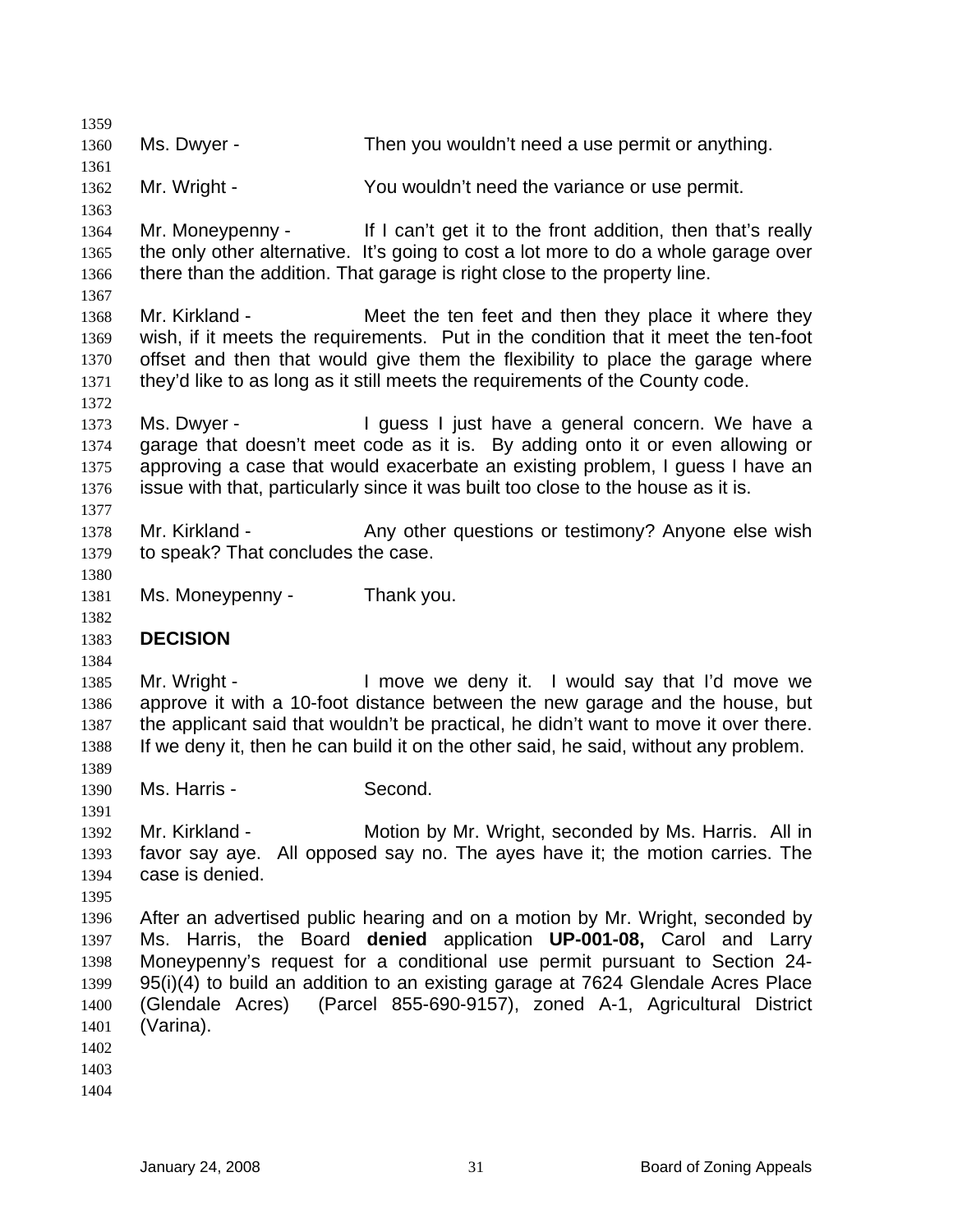Ms. Dwyer - Then you wouldn't need a use permit or anything.

Mr. Wright - You wouldn't need the variance or use permit.

Mr. Moneypenny - If I can't get it to the front addition, then that's really the only other alternative. It's going to cost a lot more to do a whole garage over there than the addition. That garage is right close to the property line.

Mr. Kirkland - Meet the ten feet and then they place it where they wish, if it meets the requirements. Put in the condition that it meet the ten-foot offset and then that would give them the flexibility to place the garage where they'd like to as long as it still meets the requirements of the County code.

Ms. Dwyer - I guess I just have a general concern. We have a garage that doesn't meet code as it is. By adding onto it or even allowing or approving a case that would exacerbate an existing problem, I guess I have an issue with that, particularly since it was built too close to the house as it is.

Mr. Kirkland - Any other questions or testimony? Anyone else wish to speak? That concludes the case.

Ms. Moneypenny - Thank you.

**DECISION**

Mr. Wright - I move we deny it. I would say that I'd move we approve it with a 10-foot distance between the new garage and the house, but the applicant said that wouldn't be practical, he didn't want to move it over there. If we deny it, then he can build it on the other said, he said, without any problem.

Ms. Harris - Second.

Mr. Kirkland - Motion by Mr. Wright, seconded by Ms. Harris. All in favor say aye. All opposed say no. The ayes have it; the motion carries. The case is denied.

After an advertised public hearing and on a motion by Mr. Wright, seconded by Ms. Harris, the Board **denied** application **UP-001-08,** Carol and Larry Moneypenny's request for a conditional use permit pursuant to Section 24-95(i)(4) to build an addition to an existing garage at 7624 Glendale Acres Place (Glendale Acres) (Parcel 855-690-9157), zoned A-1, Agricultural District (Varina).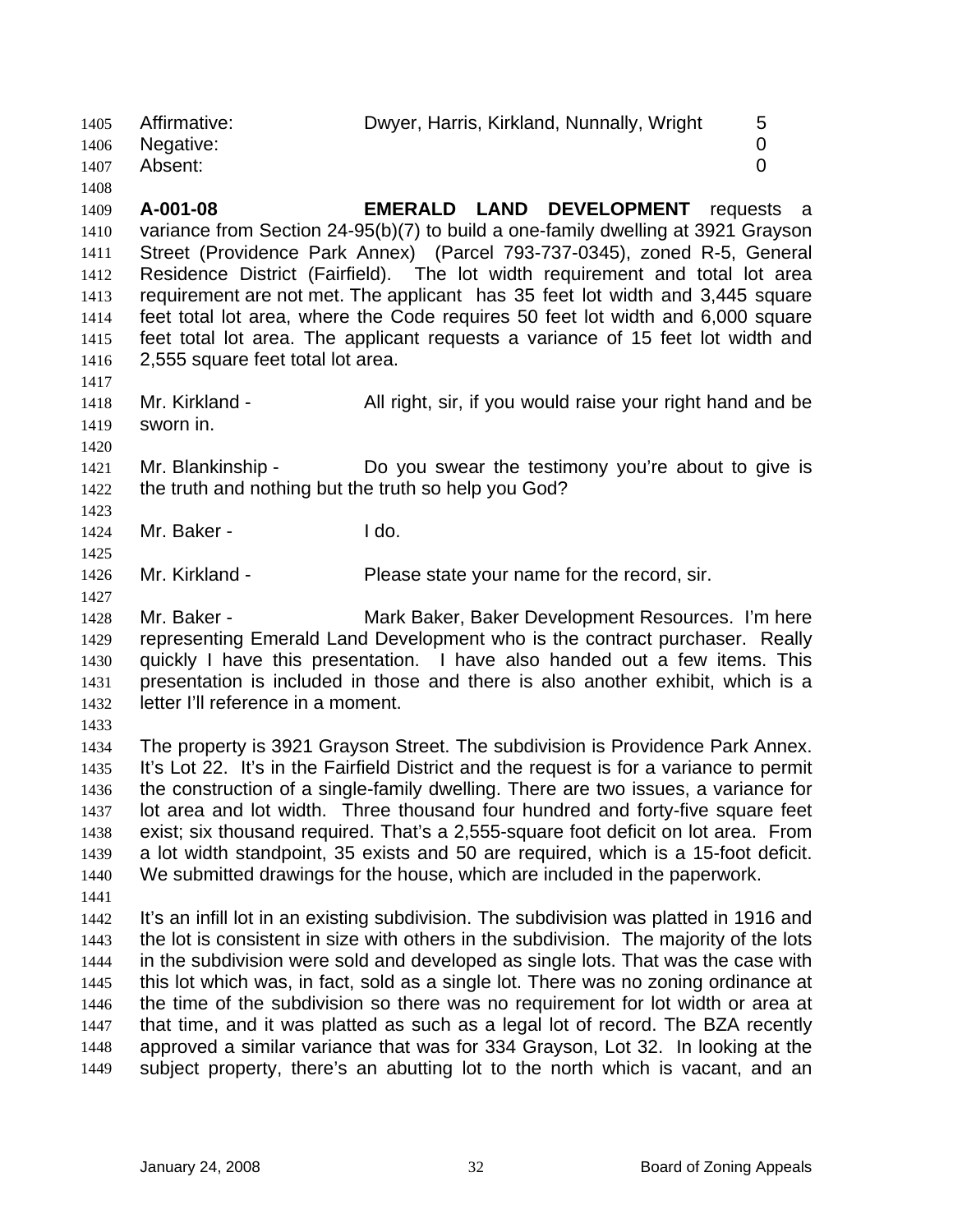Affirmative: Dwyer, Harris, Kirkland, Nunnally, Wright 5
Negative: 0
Absent: 0

**A-001-08 EMERALD LAND DEVELOPMENT** requests a variance from Section 24-95(b)(7) to build a one-family dwelling at 3921 Grayson Street (Providence Park Annex) (Parcel 793-737-0345), zoned R-5, General Residence District (Fairfield). The lot width requirement and total lot area requirement are not met. The applicant has 35 feet lot width and 3,445 square feet total lot area, where the Code requires 50 feet lot width and 6,000 square feet total lot area. The applicant requests a variance of 15 feet lot width and 2,555 square feet total lot area.

Mr. Kirkland - All right, sir, if you would raise your right hand and be sworn in.

Mr. Blankinship - Do you swear the testimony you're about to give is the truth and nothing but the truth so help you God?

Mr. Baker - I do.

Mr. Kirkland - Please state your name for the record, sir.

Mr. Baker - Mark Baker, Baker Development Resources. I'm here representing Emerald Land Development who is the contract purchaser. Really quickly I have this presentation. I have also handed out a few items. This presentation is included in those and there is also another exhibit, which is a letter I'll reference in a moment.

The property is 3921 Grayson Street. The subdivision is Providence Park Annex. It's Lot 22. It's in the Fairfield District and the request is for a variance to permit the construction of a single-family dwelling. There are two issues, a variance for lot area and lot width. Three thousand four hundred and forty-five square feet exist; six thousand required. That's a 2,555-square foot deficit on lot area. From a lot width standpoint, 35 exists and 50 are required, which is a 15-foot deficit. We submitted drawings for the house, which are included in the paperwork.

It's an infill lot in an existing subdivision. The subdivision was platted in 1916 and the lot is consistent in size with others in the subdivision. The majority of the lots in the subdivision were sold and developed as single lots. That was the case with this lot which was, in fact, sold as a single lot. There was no zoning ordinance at the time of the subdivision so there was no requirement for lot width or area at that time, and it was platted as such as a legal lot of record. The BZA recently approved a similar variance that was for 334 Grayson, Lot 32. In looking at the subject property, there's an abutting lot to the north which is vacant, and an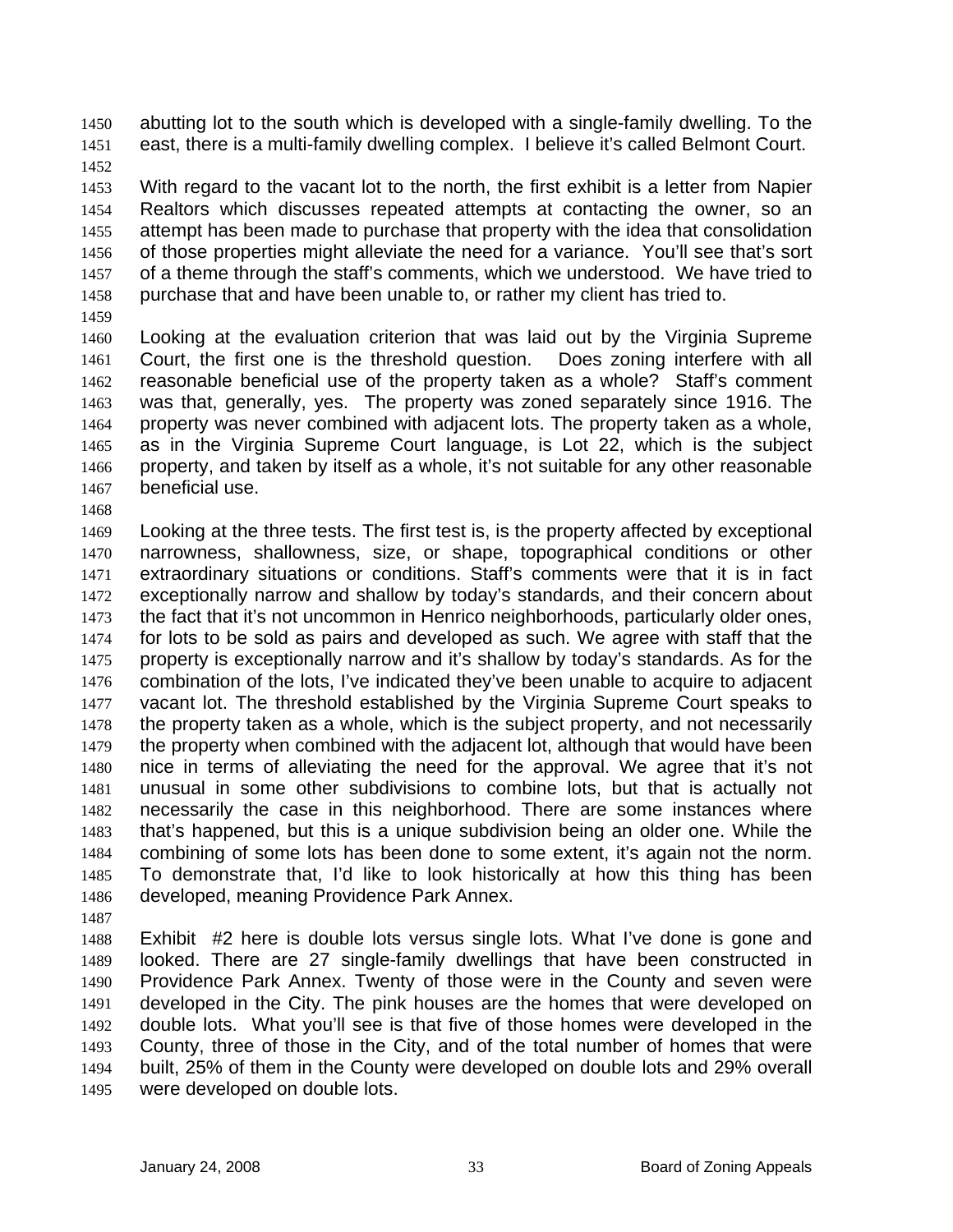abutting lot to the south which is developed with a single-family dwelling. To the east, there is a multi-family dwelling complex. I believe it's called Belmont Court.

With regard to the vacant lot to the north, the first exhibit is a letter from Napier Realtors which discusses repeated attempts at contacting the owner, so an attempt has been made to purchase that property with the idea that consolidation of those properties might alleviate the need for a variance. You'll see that's sort of a theme through the staff's comments, which we understood. We have tried to purchase that and have been unable to, or rather my client has tried to.

Looking at the evaluation criterion that was laid out by the Virginia Supreme Court, the first one is the threshold question. Does zoning interfere with all reasonable beneficial use of the property taken as a whole? Staff's comment was that, generally, yes. The property was zoned separately since 1916. The property was never combined with adjacent lots. The property taken as a whole, as in the Virginia Supreme Court language, is Lot 22, which is the subject property, and taken by itself as a whole, it's not suitable for any other reasonable beneficial use.

Looking at the three tests. The first test is, is the property affected by exceptional narrowness, shallowness, size, or shape, topographical conditions or other extraordinary situations or conditions. Staff's comments were that it is in fact exceptionally narrow and shallow by today's standards, and their concern about the fact that it's not uncommon in Henrico neighborhoods, particularly older ones, for lots to be sold as pairs and developed as such. We agree with staff that the property is exceptionally narrow and it's shallow by today's standards. As for the combination of the lots, I've indicated they've been unable to acquire to adjacent vacant lot. The threshold established by the Virginia Supreme Court speaks to the property taken as a whole, which is the subject property, and not necessarily the property when combined with the adjacent lot, although that would have been nice in terms of alleviating the need for the approval. We agree that it's not unusual in some other subdivisions to combine lots, but that is actually not necessarily the case in this neighborhood. There are some instances where that's happened, but this is a unique subdivision being an older one. While the combining of some lots has been done to some extent, it's again not the norm. To demonstrate that, I'd like to look historically at how this thing has been developed, meaning Providence Park Annex.

Exhibit #2 here is double lots versus single lots. What I've done is gone and looked. There are 27 single-family dwellings that have been constructed in Providence Park Annex. Twenty of those were in the County and seven were developed in the City. The pink houses are the homes that were developed on double lots. What you'll see is that five of those homes were developed in the County, three of those in the City, and of the total number of homes that were built, 25% of them in the County were developed on double lots and 29% overall were developed on double lots.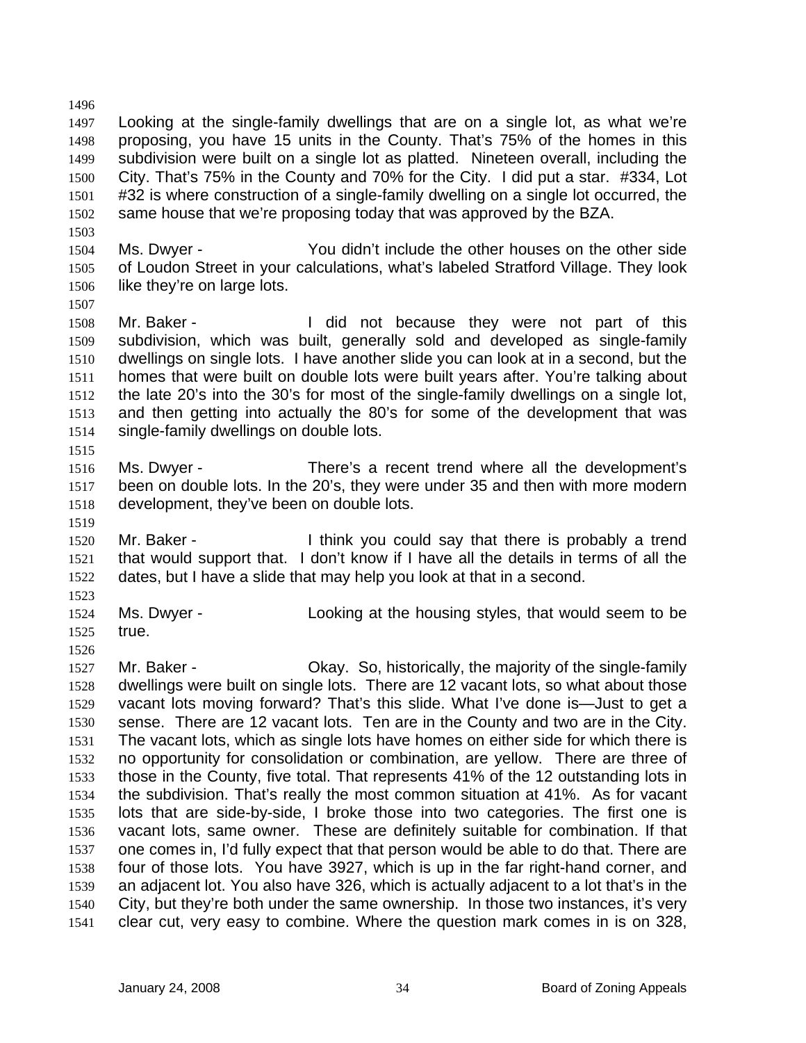Looking at the single-family dwellings that are on a single lot, as what we're proposing, you have 15 units in the County. That's 75% of the homes in this subdivision were built on a single lot as platted. Nineteen overall, including the City. That's 75% in the County and 70% for the City. I did put a star. #334, Lot #32 is where construction of a single-family dwelling on a single lot occurred, the same house that we're proposing today that was approved by the BZA.

Ms. Dwyer - You didn't include the other houses on the other side of Loudon Street in your calculations, what's labeled Stratford Village. They look like they're on large lots.

Mr. Baker - I did not because they were not part of this subdivision, which was built, generally sold and developed as single-family dwellings on single lots. I have another slide you can look at in a second, but the homes that were built on double lots were built years after. You're talking about the late 20's into the 30's for most of the single-family dwellings on a single lot, and then getting into actually the 80's for some of the development that was single-family dwellings on double lots.

Ms. Dwyer - There's a recent trend where all the development's been on double lots. In the 20's, they were under 35 and then with more modern development, they've been on double lots.

Mr. Baker - I think you could say that there is probably a trend that would support that. I don't know if I have all the details in terms of all the dates, but I have a slide that may help you look at that in a second.

Ms. Dwyer - Looking at the housing styles, that would seem to be true.

Mr. Baker - Okay. So, historically, the majority of the single-family dwellings were built on single lots. There are 12 vacant lots, so what about those vacant lots moving forward? That's this slide. What I've done is—Just to get a sense. There are 12 vacant lots. Ten are in the County and two are in the City. The vacant lots, which as single lots have homes on either side for which there is no opportunity for consolidation or combination, are yellow. There are three of those in the County, five total. That represents 41% of the 12 outstanding lots in the subdivision. That's really the most common situation at 41%. As for vacant lots that are side-by-side, I broke those into two categories. The first one is vacant lots, same owner. These are definitely suitable for combination. If that one comes in, I'd fully expect that that person would be able to do that. There are four of those lots. You have 3927, which is up in the far right-hand corner, and an adjacent lot. You also have 326, which is actually adjacent to a lot that's in the City, but they're both under the same ownership. In those two instances, it's very clear cut, very easy to combine. Where the question mark comes in is on 328,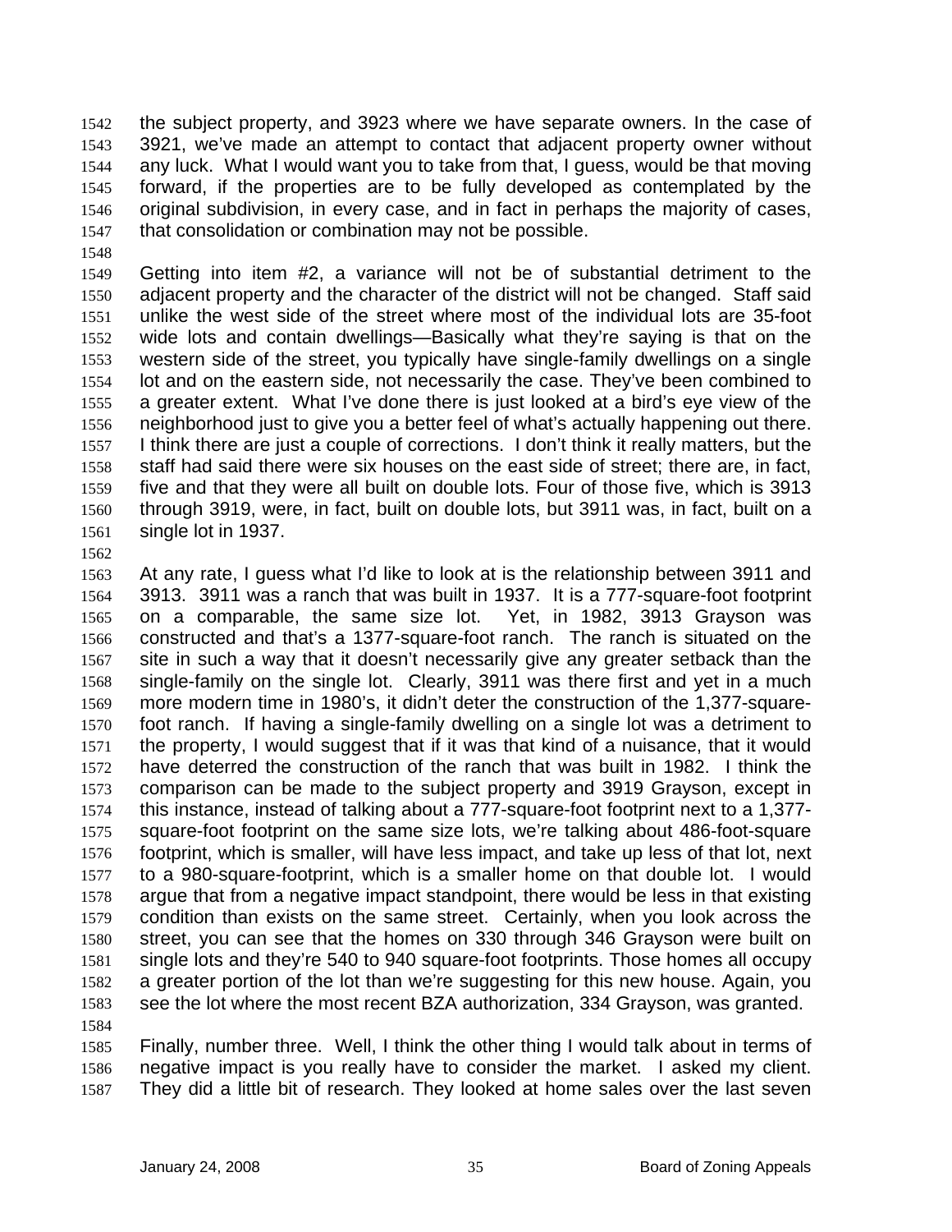the subject property, and 3923 where we have separate owners. In the case of 3921, we've made an attempt to contact that adjacent property owner without any luck. What I would want you to take from that, I guess, would be that moving forward, if the properties are to be fully developed as contemplated by the original subdivision, in every case, and in fact in perhaps the majority of cases, that consolidation or combination may not be possible.

Getting into item #2, a variance will not be of substantial detriment to the adjacent property and the character of the district will not be changed. Staff said unlike the west side of the street where most of the individual lots are 35-foot wide lots and contain dwellings—Basically what they're saying is that on the western side of the street, you typically have single-family dwellings on a single lot and on the eastern side, not necessarily the case. They've been combined to a greater extent. What I've done there is just looked at a bird's eye view of the neighborhood just to give you a better feel of what's actually happening out there. I think there are just a couple of corrections. I don't think it really matters, but the staff had said there were six houses on the east side of street; there are, in fact, five and that they were all built on double lots. Four of those five, which is 3913 through 3919, were, in fact, built on double lots, but 3911 was, in fact, built on a single lot in 1937.

At any rate, I guess what I'd like to look at is the relationship between 3911 and 3913. 3911 was a ranch that was built in 1937. It is a 777-square-foot footprint on a comparable, the same size lot. Yet, in 1982, 3913 Grayson was constructed and that's a 1377-square-foot ranch. The ranch is situated on the site in such a way that it doesn't necessarily give any greater setback than the single-family on the single lot. Clearly, 3911 was there first and yet in a much more modern time in 1980's, it didn't deter the construction of the 1,377-square-foot ranch. If having a single-family dwelling on a single lot was a detriment to the property, I would suggest that if it was that kind of a nuisance, that it would have deterred the construction of the ranch that was built in 1982. I think the comparison can be made to the subject property and 3919 Grayson, except in this instance, instead of talking about a 777-square-foot footprint next to a 1,377-square-foot footprint on the same size lots, we're talking about 486-foot-square footprint, which is smaller, will have less impact, and take up less of that lot, next to a 980-square-footprint, which is a smaller home on that double lot. I would argue that from a negative impact standpoint, there would be less in that existing condition than exists on the same street. Certainly, when you look across the street, you can see that the homes on 330 through 346 Grayson were built on single lots and they're 540 to 940 square-foot footprints. Those homes all occupy a greater portion of the lot than we're suggesting for this new house. Again, you see the lot where the most recent BZA authorization, 334 Grayson, was granted.

Finally, number three. Well, I think the other thing I would talk about in terms of negative impact is you really have to consider the market. I asked my client. They did a little bit of research. They looked at home sales over the last seven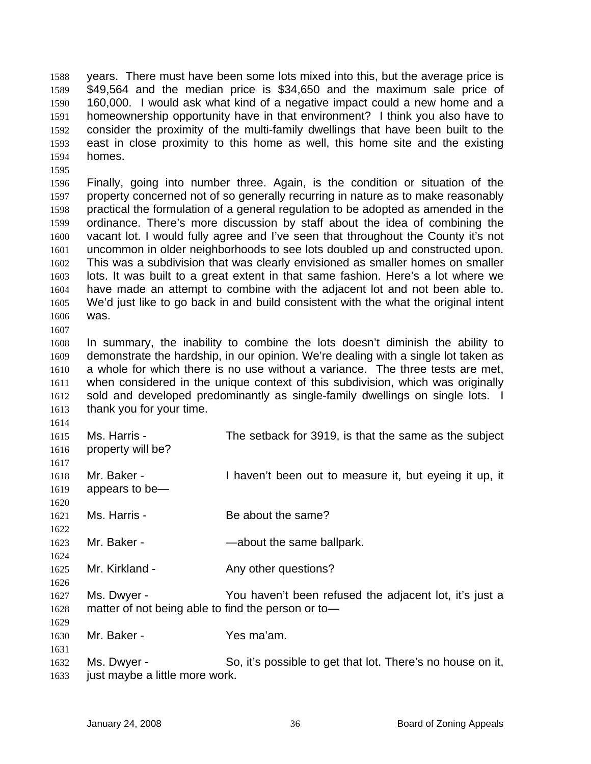years. There must have been some lots mixed into this, but the average price is $49,564 and the median price is $34,650 and the maximum sale price of 160,000. I would ask what kind of a negative impact could a new home and a homeownership opportunity have in that environment? I think you also have to consider the proximity of the multi-family dwellings that have been built to the east in close proximity to this home as well, this home site and the existing homes.

Finally, going into number three. Again, is the condition or situation of the property concerned not of so generally recurring in nature as to make reasonably practical the formulation of a general regulation to be adopted as amended in the ordinance. There's more discussion by staff about the idea of combining the vacant lot. I would fully agree and I've seen that throughout the County it's not uncommon in older neighborhoods to see lots doubled up and constructed upon. This was a subdivision that was clearly envisioned as smaller homes on smaller lots. It was built to a great extent in that same fashion. Here's a lot where we have made an attempt to combine with the adjacent lot and not been able to. We'd just like to go back in and build consistent with the what the original intent was.

In summary, the inability to combine the lots doesn't diminish the ability to demonstrate the hardship, in our opinion. We're dealing with a single lot taken as a whole for which there is no use without a variance. The three tests are met, when considered in the unique context of this subdivision, which was originally sold and developed predominantly as single-family dwellings on single lots. I thank you for your time.

Ms. Harris - The setback for 3919, is that the same as the subject property will be?

Mr. Baker - I haven't been out to measure it, but eyeing it up, it appears to be—

Ms. Harris - Be about the same?

Mr. Baker - —about the same ballpark.

Mr. Kirkland - Any other questions?

Ms. Dwyer - You haven't been refused the adjacent lot, it's just a matter of not being able to find the person or to—

Mr. Baker - Yes ma'am.

Ms. Dwyer - So, it's possible to get that lot. There's no house on it, just maybe a little more work.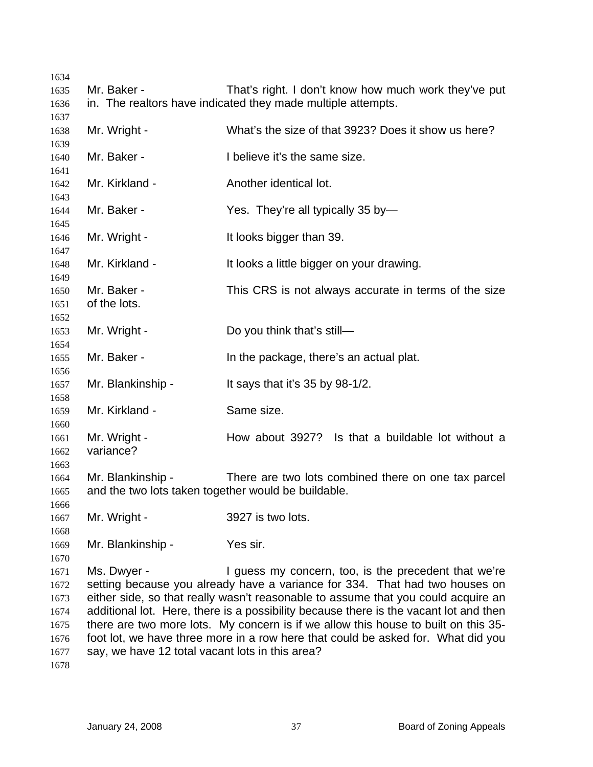Mr. Baker - That's right. I don't know how much work they've put in. The realtors have indicated they made multiple attempts.

Mr. Wright - What's the size of that 3923? Does it show us here?

Mr. Baker - I believe it's the same size.

Mr. Kirkland - Another identical lot.

Mr. Baker - Yes. They're all typically 35 by—

Mr. Wright - It looks bigger than 39.

Mr. Kirkland - It looks a little bigger on your drawing.

Mr. Baker - This CRS is not always accurate in terms of the size of the lots.

Mr. Wright - Do you think that's still—

Mr. Baker - In the package, there's an actual plat.

Mr. Blankinship - It says that it's 35 by 98-1/2.

Mr. Kirkland - Same size.

Mr. Wright - How about 3927? Is that a buildable lot without a variance?

Mr. Blankinship - There are two lots combined there on one tax parcel and the two lots taken together would be buildable.

Mr. Wright - 3927 is two lots.

Mr. Blankinship - Yes sir.

Ms. Dwyer - I guess my concern, too, is the precedent that we're setting because you already have a variance for 334. That had two houses on either side, so that really wasn't reasonable to assume that you could acquire an additional lot. Here, there is a possibility because there is the vacant lot and then there are two more lots. My concern is if we allow this house to built on this 35-foot lot, we have three more in a row here that could be asked for. What did you say, we have 12 total vacant lots in this area?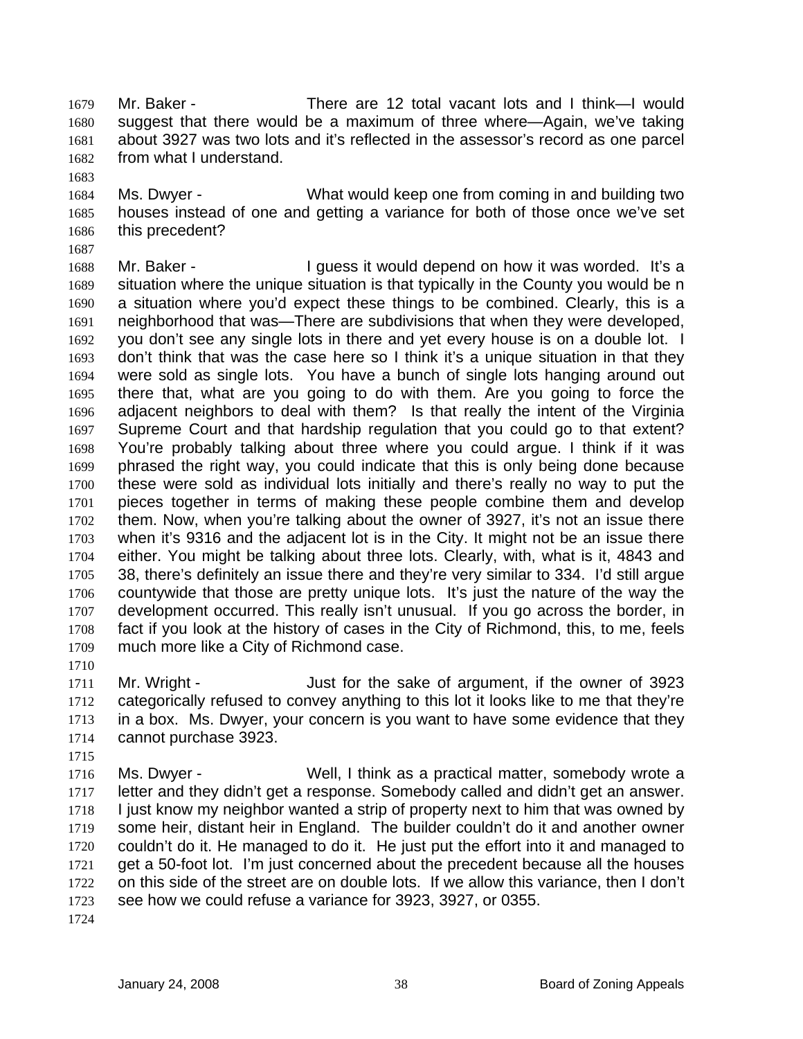Mr. Baker - There are 12 total vacant lots and I think—I would suggest that there would be a maximum of three where—Again, we've taking about 3927 was two lots and it's reflected in the assessor's record as one parcel from what I understand.

Ms. Dwyer - What would keep one from coming in and building two houses instead of one and getting a variance for both of those once we've set this precedent?

Mr. Baker - I guess it would depend on how it was worded. It's a situation where the unique situation is that typically in the County you would be n a situation where you'd expect these things to be combined. Clearly, this is a neighborhood that was—There are subdivisions that when they were developed, you don't see any single lots in there and yet every house is on a double lot. I don't think that was the case here so I think it's a unique situation in that they were sold as single lots. You have a bunch of single lots hanging around out there that, what are you going to do with them. Are you going to force the adjacent neighbors to deal with them? Is that really the intent of the Virginia Supreme Court and that hardship regulation that you could go to that extent? You're probably talking about three where you could argue. I think if it was phrased the right way, you could indicate that this is only being done because these were sold as individual lots initially and there's really no way to put the pieces together in terms of making these people combine them and develop them. Now, when you're talking about the owner of 3927, it's not an issue there when it's 9316 and the adjacent lot is in the City. It might not be an issue there either. You might be talking about three lots. Clearly, with, what is it, 4843 and 38, there's definitely an issue there and they're very similar to 334. I'd still argue countywide that those are pretty unique lots. It's just the nature of the way the development occurred. This really isn't unusual. If you go across the border, in fact if you look at the history of cases in the City of Richmond, this, to me, feels much more like a City of Richmond case.

Mr. Wright - Just for the sake of argument, if the owner of 3923 categorically refused to convey anything to this lot it looks like to me that they're in a box. Ms. Dwyer, your concern is you want to have some evidence that they cannot purchase 3923.

Ms. Dwyer - Well, I think as a practical matter, somebody wrote a letter and they didn't get a response. Somebody called and didn't get an answer. I just know my neighbor wanted a strip of property next to him that was owned by some heir, distant heir in England. The builder couldn't do it and another owner couldn't do it. He managed to do it. He just put the effort into it and managed to get a 50-foot lot. I'm just concerned about the precedent because all the houses on this side of the street are on double lots. If we allow this variance, then I don't see how we could refuse a variance for 3923, 3927, or 0355.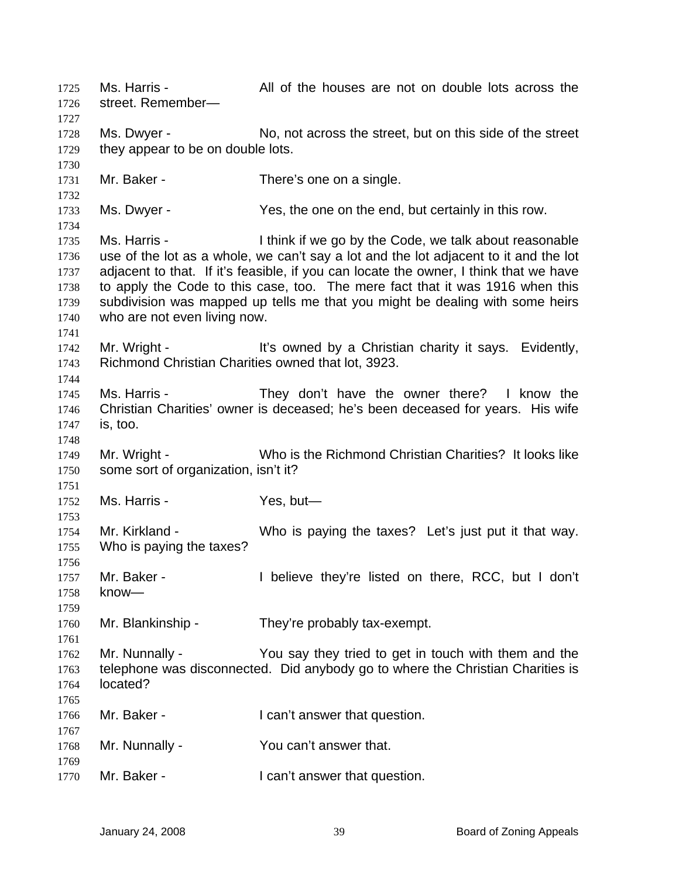Ms. Harris - All of the houses are not on double lots across the street. Remember—

Ms. Dwyer - No, not across the street, but on this side of the street they appear to be on double lots.

Mr. Baker - There's one on a single.

Ms. Dwyer - Yes, the one on the end, but certainly in this row.

Ms. Harris - I think if we go by the Code, we talk about reasonable use of the lot as a whole, we can't say a lot and the lot adjacent to it and the lot adjacent to that. If it's feasible, if you can locate the owner, I think that we have to apply the Code to this case, too. The mere fact that it was 1916 when this subdivision was mapped up tells me that you might be dealing with some heirs who are not even living now.

Mr. Wright - It's owned by a Christian charity it says. Evidently, Richmond Christian Charities owned that lot, 3923.

Ms. Harris - They don't have the owner there? I know the Christian Charities' owner is deceased; he's been deceased for years. His wife is, too.

Mr. Wright - Who is the Richmond Christian Charities? It looks like some sort of organization, isn't it?

Ms. Harris - Yes, but—

Mr. Kirkland - Who is paying the taxes? Let's just put it that way. Who is paying the taxes?

Mr. Baker - I believe they're listed on there, RCC, but I don't know—

Mr. Blankinship - They're probably tax-exempt.

Mr. Nunnally - You say they tried to get in touch with them and the telephone was disconnected. Did anybody go to where the Christian Charities is located?

Mr. Baker - I can't answer that question.

Mr. Nunnally - You can't answer that.

Mr. Baker - I can't answer that question.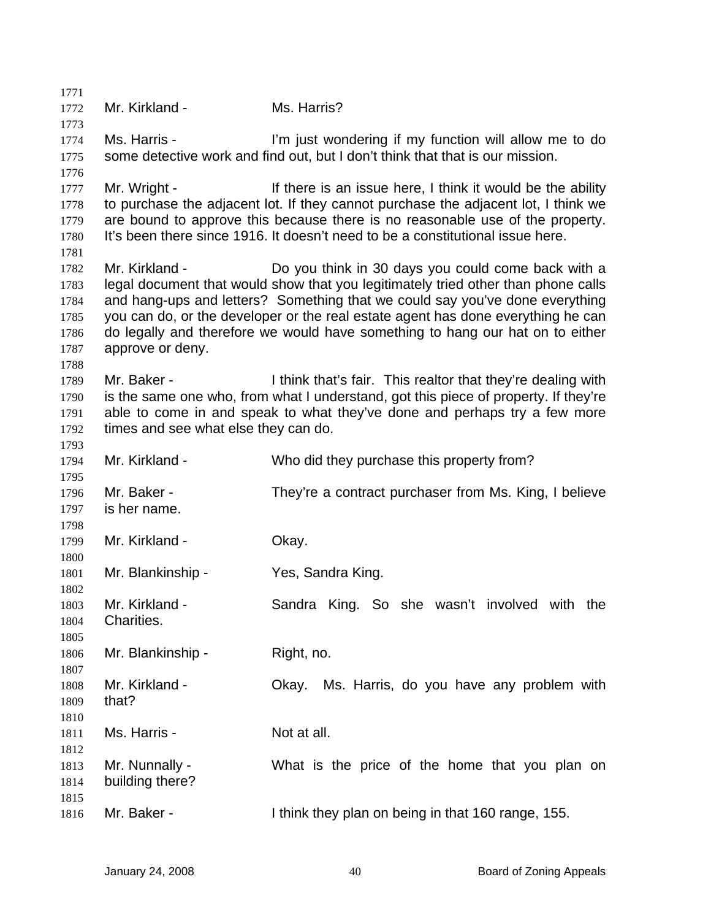Mr. Kirkland - Ms. Harris?

Ms. Harris - I'm just wondering if my function will allow me to do some detective work and find out, but I don't think that that is our mission.

Mr. Wright - If there is an issue here, I think it would be the ability to purchase the adjacent lot. If they cannot purchase the adjacent lot, I think we are bound to approve this because there is no reasonable use of the property. It's been there since 1916. It doesn't need to be a constitutional issue here.

Mr. Kirkland - Do you think in 30 days you could come back with a legal document that would show that you legitimately tried other than phone calls and hang-ups and letters? Something that we could say you've done everything you can do, or the developer or the real estate agent has done everything he can do legally and therefore we would have something to hang our hat on to either approve or deny.

Mr. Baker - I think that's fair. This realtor that they're dealing with is the same one who, from what I understand, got this piece of property. If they're able to come in and speak to what they've done and perhaps try a few more times and see what else they can do.

Mr. Kirkland - Who did they purchase this property from?

Mr. Baker - They're a contract purchaser from Ms. King, I believe is her name.

Mr. Kirkland - Okay.

Mr. Blankinship - Yes, Sandra King.

Mr. Kirkland - Sandra King. So she wasn't involved with the Charities.

Mr. Blankinship - Right, no.

Mr. Kirkland - Okay. Ms. Harris, do you have any problem with that?

Ms. Harris - Not at all.

Mr. Nunnally - What is the price of the home that you plan on building there?

Mr. Baker - I think they plan on being in that 160 range, 155.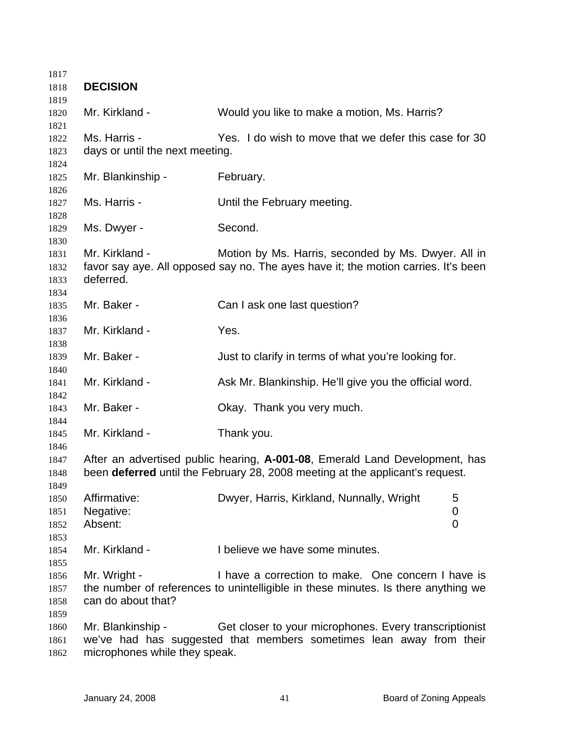**DECISION**

Mr. Kirkland - Would you like to make a motion, Ms. Harris?

Ms. Harris - Yes. I do wish to move that we defer this case for 30 days or until the next meeting.

Mr. Blankinship - February.

Ms. Harris - Until the February meeting.

Ms. Dwyer - Second.

Mr. Kirkland - Motion by Ms. Harris, seconded by Ms. Dwyer. All in favor say aye. All opposed say no. The ayes have it; the motion carries. It's been deferred.

Mr. Baker - Can I ask one last question?

Mr. Kirkland - Yes.

Mr. Baker - Just to clarify in terms of what you're looking for.

Mr. Kirkland - Ask Mr. Blankinship. He'll give you the official word.

Mr. Baker - Okay. Thank you very much.

Mr. Kirkland - Thank you.

After an advertised public hearing, **A-001-08**, Emerald Land Development, has been **deferred** until the February 28, 2008 meeting at the applicant's request.

| | | |
|---|---|---|
| Affirmative: | Dwyer, Harris, Kirkland, Nunnally, Wright | 5 |
| Negative: | | 0 |
| Absent: | | 0 |

Mr. Kirkland - I believe we have some minutes.

Mr. Wright - I have a correction to make. One concern I have is the number of references to unintelligible in these minutes. Is there anything we can do about that?

Mr. Blankinship - Get closer to your microphones. Every transcriptionist we've had has suggested that members sometimes lean away from their microphones while they speak.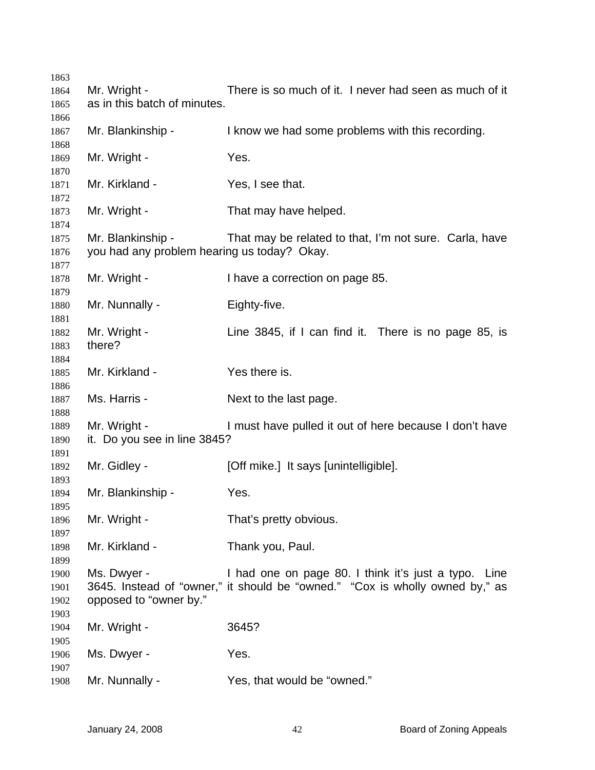Mr. Wright - There is so much of it. I never had seen as much of it as in this batch of minutes.

Mr. Blankinship - I know we had some problems with this recording.

Mr. Wright - Yes.

Mr. Kirkland - Yes, I see that.

Mr. Wright - That may have helped.

Mr. Blankinship - That may be related to that, I'm not sure. Carla, have you had any problem hearing us today? Okay.

Mr. Wright - I have a correction on page 85.

Mr. Nunnally - Eighty-five.

Mr. Wright - Line 3845, if I can find it. There is no page 85, is there?

Mr. Kirkland - Yes there is.

Ms. Harris - Next to the last page.

Mr. Wright - I must have pulled it out of here because I don't have it. Do you see in line 3845?

Mr. Gidley - [Off mike.] It says [unintelligible].

Mr. Blankinship - Yes.

Mr. Wright - That's pretty obvious.

Mr. Kirkland - Thank you, Paul.

Ms. Dwyer - I had one on page 80. I think it's just a typo. Line 3645. Instead of "owner," it should be "owned." "Cox is wholly owned by," as opposed to "owner by."

Mr. Wright - 3645?

Ms. Dwyer - Yes.

Mr. Nunnally - Yes, that would be "owned."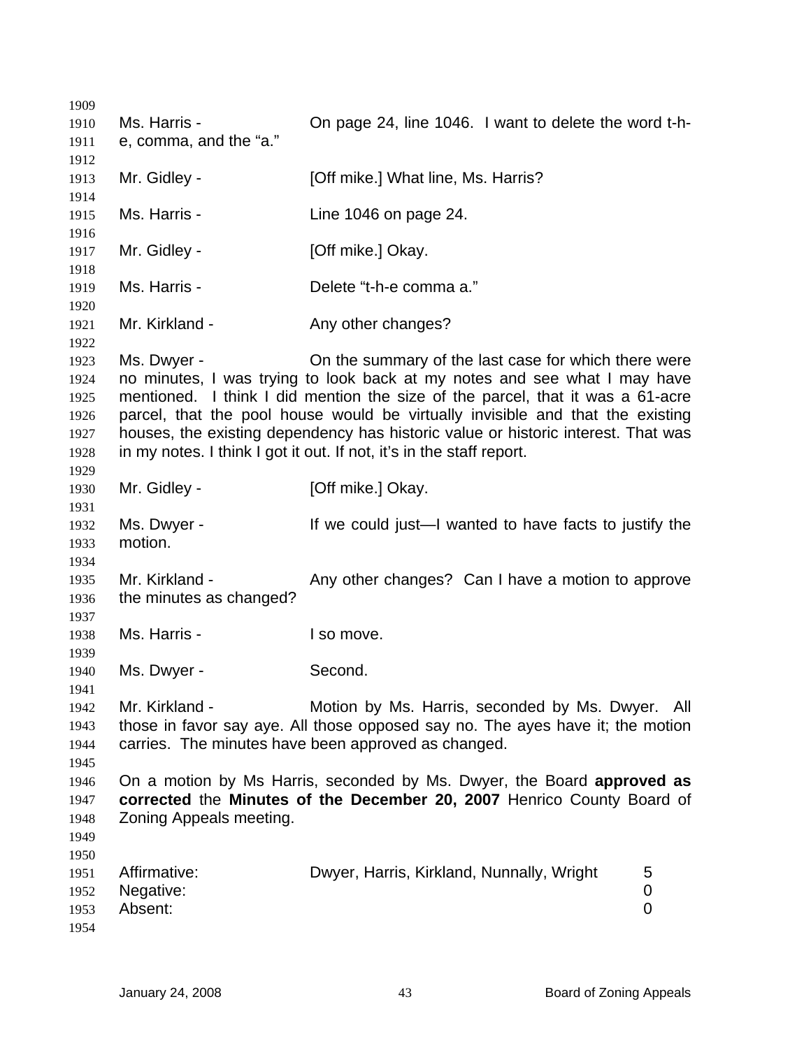Ms. Harris - On page 24, line 1046. I want to delete the word t-h-e, comma, and the "a."

Mr. Gidley - [Off mike.] What line, Ms. Harris?

Ms. Harris - Line 1046 on page 24.

Mr. Gidley - [Off mike.] Okay.

Ms. Harris - Delete "t-h-e comma a."

Mr. Kirkland - Any other changes?

Ms. Dwyer - On the summary of the last case for which there were no minutes, I was trying to look back at my notes and see what I may have mentioned. I think I did mention the size of the parcel, that it was a 61-acre parcel, that the pool house would be virtually invisible and that the existing houses, the existing dependency has historic value or historic interest. That was in my notes. I think I got it out. If not, it's in the staff report.

Mr. Gidley - [Off mike.] Okay.

Ms. Dwyer - If we could just—I wanted to have facts to justify the motion.

Mr. Kirkland - Any other changes? Can I have a motion to approve the minutes as changed?

Ms. Harris - I so move.

Ms. Dwyer - Second.

Mr. Kirkland - Motion by Ms. Harris, seconded by Ms. Dwyer. All those in favor say aye. All those opposed say no. The ayes have it; the motion carries. The minutes have been approved as changed.

On a motion by Ms Harris, seconded by Ms. Dwyer, the Board **approved as corrected** the **Minutes of the December 20, 2007** Henrico County Board of Zoning Appeals meeting.

| | | |
|---|---|---|
| Affirmative: | Dwyer, Harris, Kirkland, Nunnally, Wright | 5 |
| Negative: | | 0 |
| Absent: | | 0 |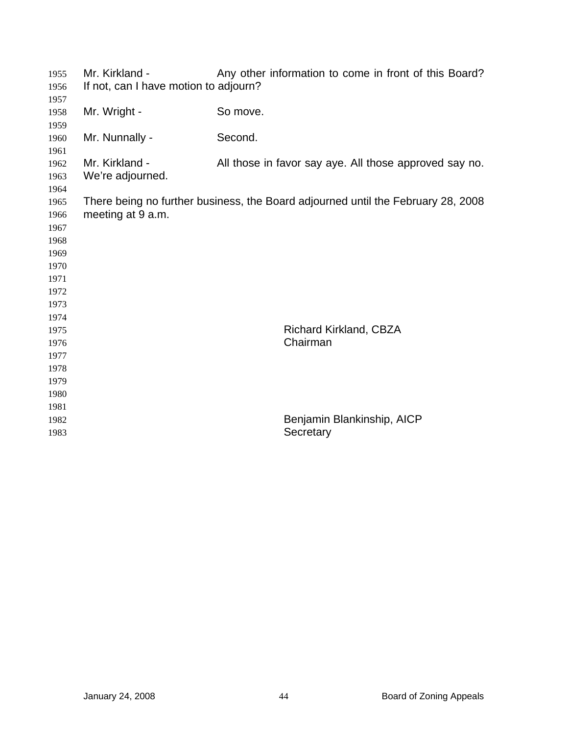Mr. Kirkland - Any other information to come in front of this Board? If not, can I have motion to adjourn?

Mr. Wright - So move.

Mr. Nunnally - Second.

Mr. Kirkland - All those in favor say aye. All those approved say no. We're adjourned.

There being no further business, the Board adjourned until the February 28, 2008 meeting at 9 a.m.

Richard Kirkland, CBZA
Chairman

Benjamin Blankinship, AICP
Secretary